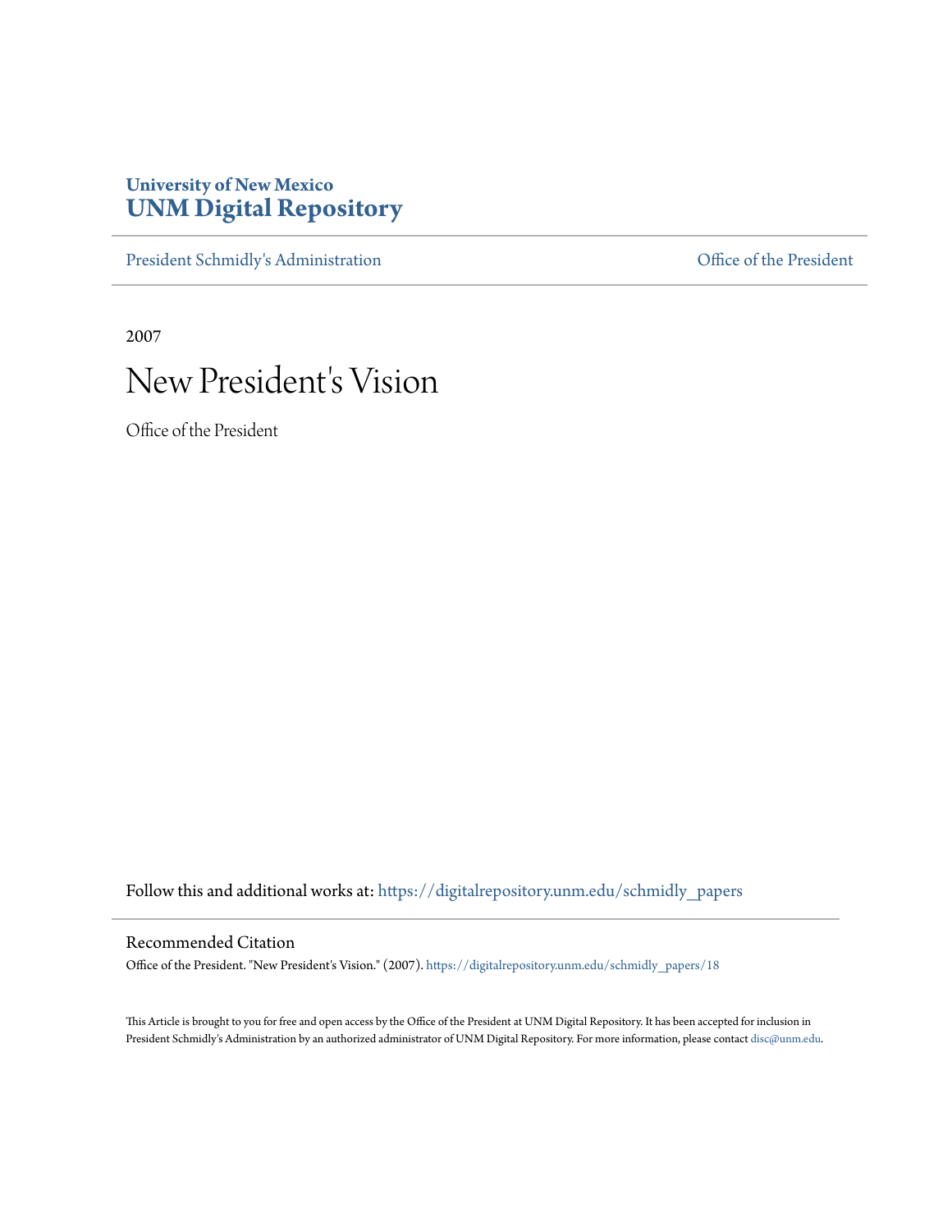University of New Mexico

# UNM Digital Repository

President Schmidly's Administration — Office of the President

2007

# New President's Vision

Office of the President

Follow this and additional works at: https://digitalrepository.unm.edu/schmidly_papers

## Recommended Citation

Office of the President. "New President's Vision." (2007). https://digitalrepository.unm.edu/schmidly_papers/18

This Article is brought to you for free and open access by the Office of the President at UNM Digital Repository. It has been accepted for inclusion in President Schmidly's Administration by an authorized administrator of UNM Digital Repository. For more information, please contact disc@unm.edu.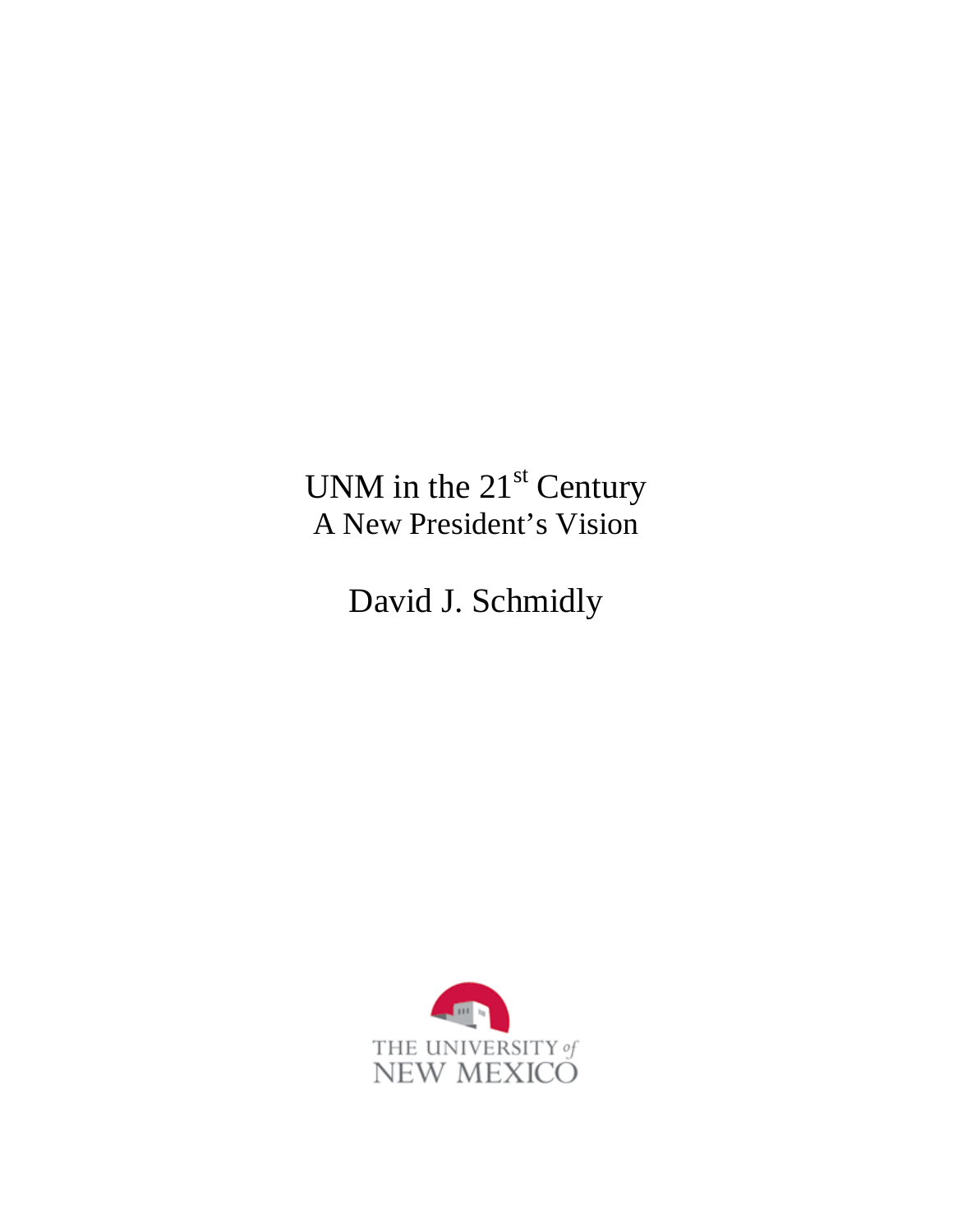# UNM in the 21st Century

## A New President's Vision

David J. Schmidly

THE UNIVERSITY of NEW MEXICO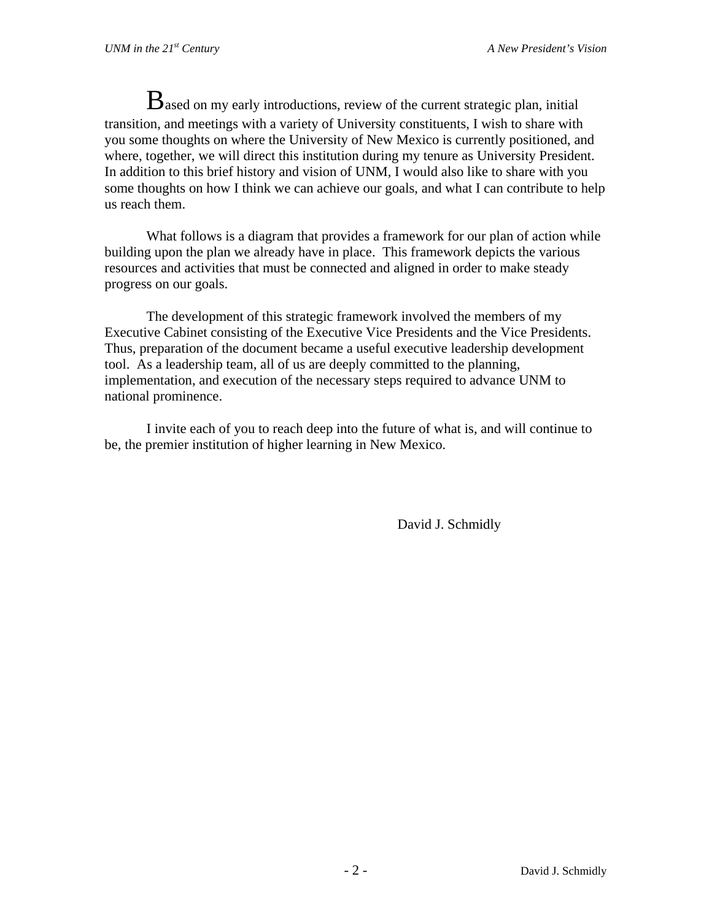Based on my early introductions, review of the current strategic plan, initial transition, and meetings with a variety of University constituents, I wish to share with you some thoughts on where the University of New Mexico is currently positioned, and where, together, we will direct this institution during my tenure as University President. In addition to this brief history and vision of UNM, I would also like to share with you some thoughts on how I think we can achieve our goals, and what I can contribute to help us reach them.

What follows is a diagram that provides a framework for our plan of action while building upon the plan we already have in place. This framework depicts the various resources and activities that must be connected and aligned in order to make steady progress on our goals.

The development of this strategic framework involved the members of my Executive Cabinet consisting of the Executive Vice Presidents and the Vice Presidents. Thus, preparation of the document became a useful executive leadership development tool. As a leadership team, all of us are deeply committed to the planning, implementation, and execution of the necessary steps required to advance UNM to national prominence.

I invite each of you to reach deep into the future of what is, and will continue to be, the premier institution of higher learning in New Mexico.

David J. Schmidly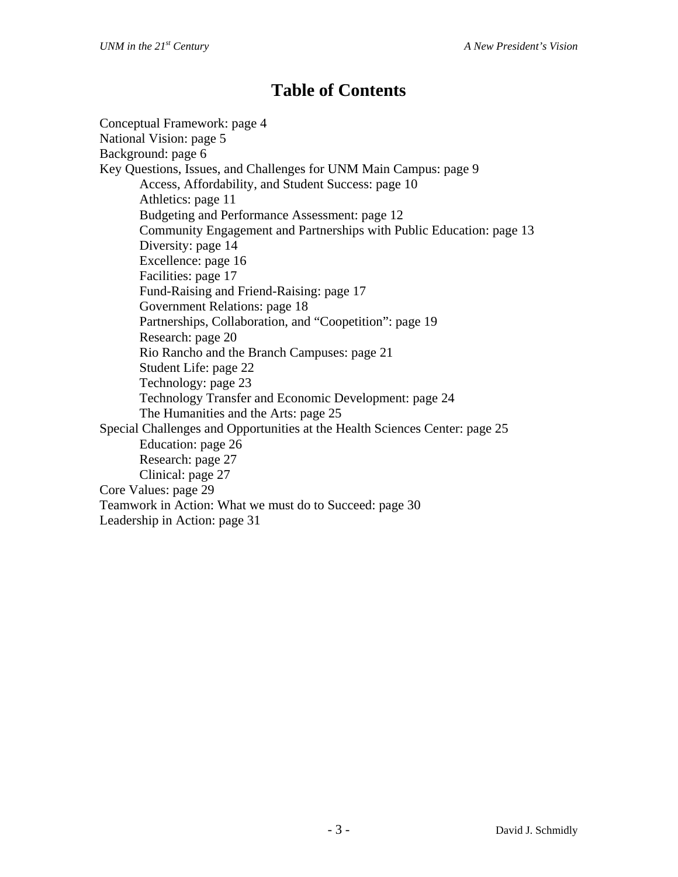# Table of Contents

Conceptual Framework: page 4
National Vision: page 5
Background: page 6
Key Questions, Issues, and Challenges for UNM Main Campus: page 9
- Access, Affordability, and Student Success: page 10
- Athletics: page 11
- Budgeting and Performance Assessment: page 12
- Community Engagement and Partnerships with Public Education: page 13
- Diversity: page 14
- Excellence: page 16
- Facilities: page 17
- Fund-Raising and Friend-Raising: page 17
- Government Relations: page 18
- Partnerships, Collaboration, and "Coopetition": page 19
- Research: page 20
- Rio Rancho and the Branch Campuses: page 21
- Student Life: page 22
- Technology: page 23
- Technology Transfer and Economic Development: page 24
- The Humanities and the Arts: page 25

Special Challenges and Opportunities at the Health Sciences Center: page 25
- Education: page 26
- Research: page 27
- Clinical: page 27

Core Values: page 29
Teamwork in Action: What we must do to Succeed: page 30
Leadership in Action: page 31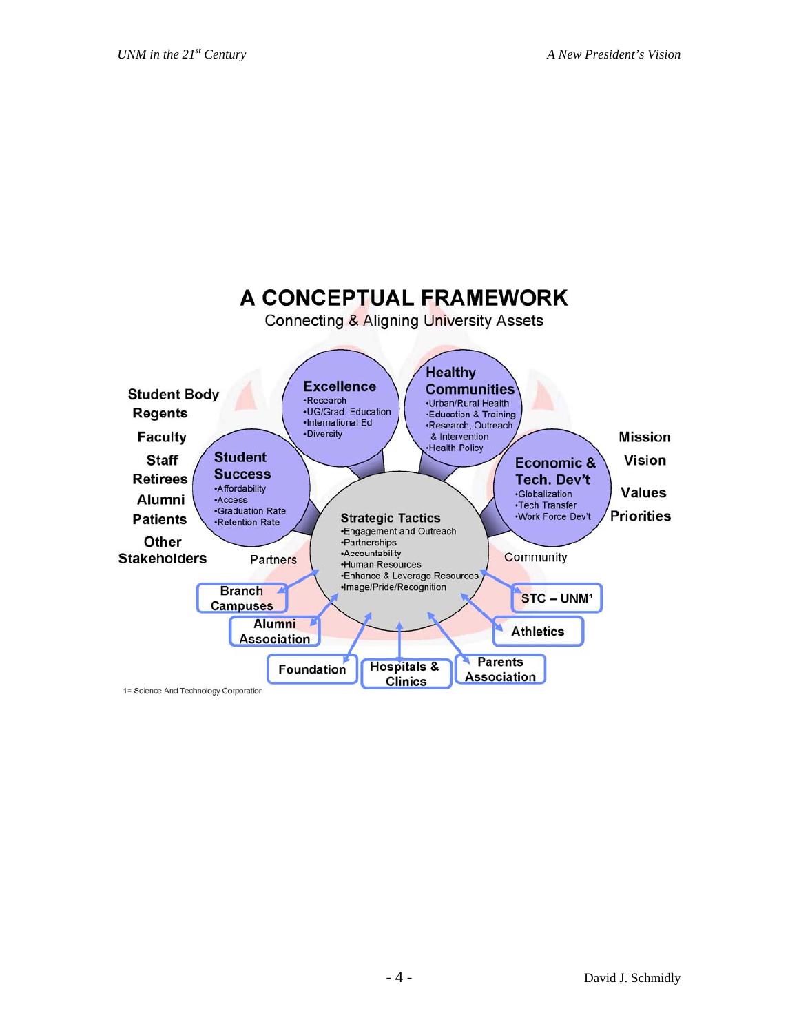# A CONCEPTUAL FRAMEWORK

Connecting & Aligning University Assets

**Student Body**
**Regents**
**Faculty**
**Staff**
**Retirees**
**Alumni**
**Patients**
**Other Stakeholders**

**Excellence**
- Research
- UG/Grad. Education
- International Ed
- Diversity

**Healthy Communities**
- Urban/Rural Health
- Education & Training
- Research, Outreach & Intervention
- Health Policy

**Student Success**
- Affordability
- Access
- Graduation Rate
- Retention Rate

**Economic & Tech. Dev't**
- Globalization
- Tech Transfer
- Work Force Dev't

**Mission**
**Vision**
**Values**
**Priorities**

**Strategic Tactics**
- Engagement and Outreach
- Partnerships
- Accountability
- Human Resources
- Enhance & Leverage Resources
- Image/Pride/Recognition

Partners

Community

**Branch Campuses**
**Alumni Association**
**Foundation**
**Hospitals & Clinics**
**Parents Association**
**Athletics**
**STC – UNM[1]**

1= Science And Technology Corporation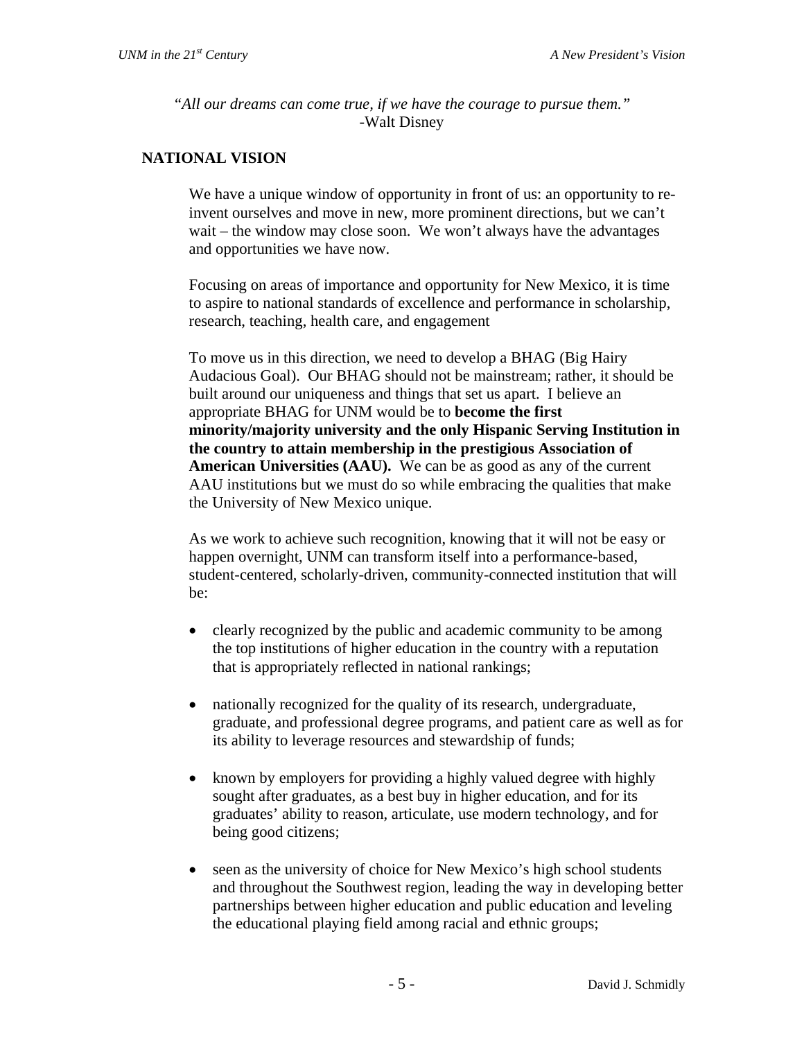*"All our dreams can come true, if we have the courage to pursue them."*
-Walt Disney

## NATIONAL VISION

We have a unique window of opportunity in front of us: an opportunity to re-invent ourselves and move in new, more prominent directions, but we can't wait – the window may close soon. We won't always have the advantages and opportunities we have now.

Focusing on areas of importance and opportunity for New Mexico, it is time to aspire to national standards of excellence and performance in scholarship, research, teaching, health care, and engagement

To move us in this direction, we need to develop a BHAG (Big Hairy Audacious Goal). Our BHAG should not be mainstream; rather, it should be built around our uniqueness and things that set us apart. I believe an appropriate BHAG for UNM would be to **become the first minority/majority university and the only Hispanic Serving Institution in the country to attain membership in the prestigious Association of American Universities (AAU).** We can be as good as any of the current AAU institutions but we must do so while embracing the qualities that make the University of New Mexico unique.

As we work to achieve such recognition, knowing that it will not be easy or happen overnight, UNM can transform itself into a performance-based, student-centered, scholarly-driven, community-connected institution that will be:

- clearly recognized by the public and academic community to be among the top institutions of higher education in the country with a reputation that is appropriately reflected in national rankings;
- nationally recognized for the quality of its research, undergraduate, graduate, and professional degree programs, and patient care as well as for its ability to leverage resources and stewardship of funds;
- known by employers for providing a highly valued degree with highly sought after graduates, as a best buy in higher education, and for its graduates' ability to reason, articulate, use modern technology, and for being good citizens;
- seen as the university of choice for New Mexico's high school students and throughout the Southwest region, leading the way in developing better partnerships between higher education and public education and leveling the educational playing field among racial and ethnic groups;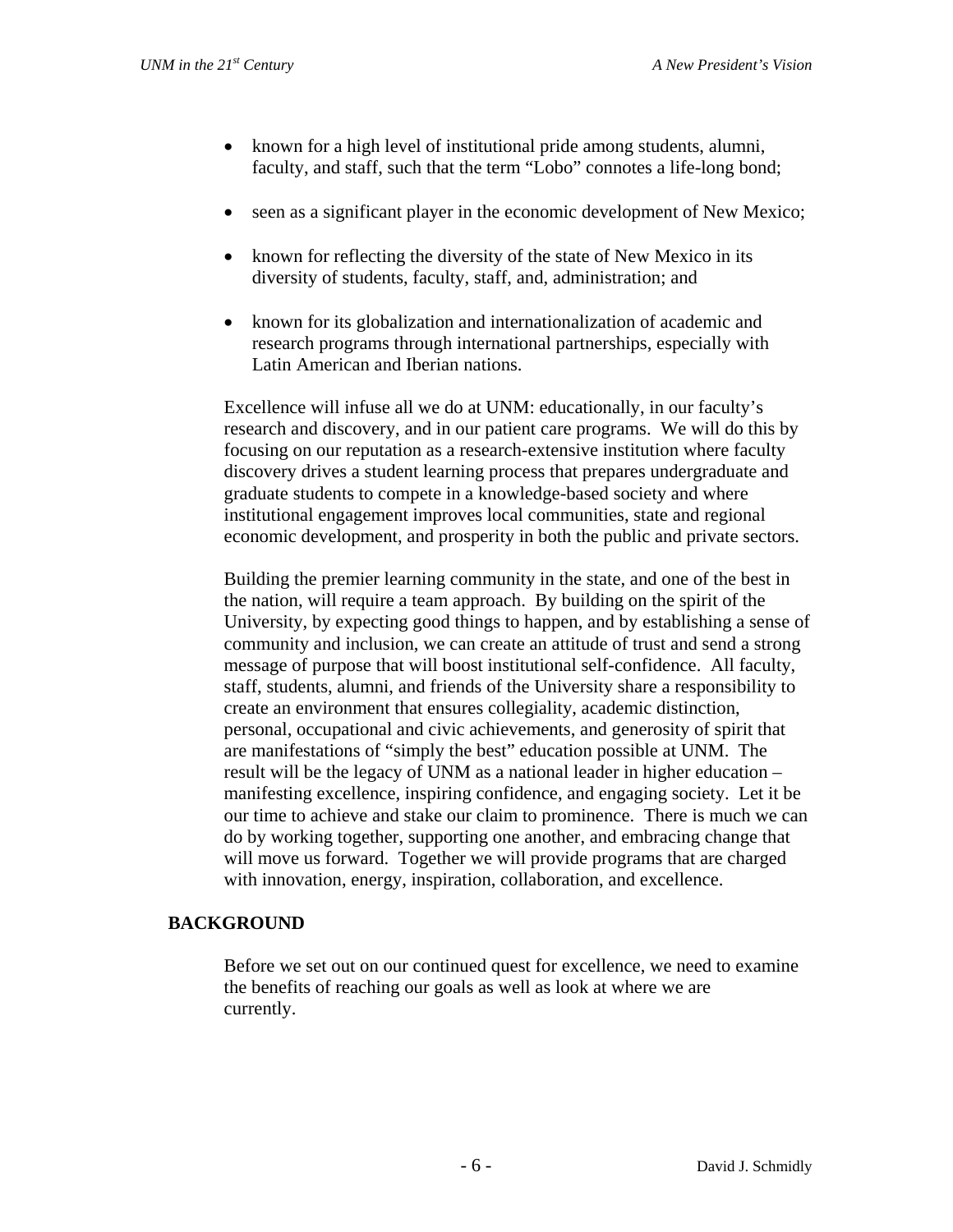- known for a high level of institutional pride among students, alumni, faculty, and staff, such that the term "Lobo" connotes a life-long bond;
- seen as a significant player in the economic development of New Mexico;
- known for reflecting the diversity of the state of New Mexico in its diversity of students, faculty, staff, and, administration; and
- known for its globalization and internationalization of academic and research programs through international partnerships, especially with Latin American and Iberian nations.

Excellence will infuse all we do at UNM: educationally, in our faculty's research and discovery, and in our patient care programs. We will do this by focusing on our reputation as a research-extensive institution where faculty discovery drives a student learning process that prepares undergraduate and graduate students to compete in a knowledge-based society and where institutional engagement improves local communities, state and regional economic development, and prosperity in both the public and private sectors.

Building the premier learning community in the state, and one of the best in the nation, will require a team approach. By building on the spirit of the University, by expecting good things to happen, and by establishing a sense of community and inclusion, we can create an attitude of trust and send a strong message of purpose that will boost institutional self-confidence. All faculty, staff, students, alumni, and friends of the University share a responsibility to create an environment that ensures collegiality, academic distinction, personal, occupational and civic achievements, and generosity of spirit that are manifestations of "simply the best" education possible at UNM. The result will be the legacy of UNM as a national leader in higher education – manifesting excellence, inspiring confidence, and engaging society. Let it be our time to achieve and stake our claim to prominence. There is much we can do by working together, supporting one another, and embracing change that will move us forward. Together we will provide programs that are charged with innovation, energy, inspiration, collaboration, and excellence.

## BACKGROUND

Before we set out on our continued quest for excellence, we need to examine the benefits of reaching our goals as well as look at where we are currently.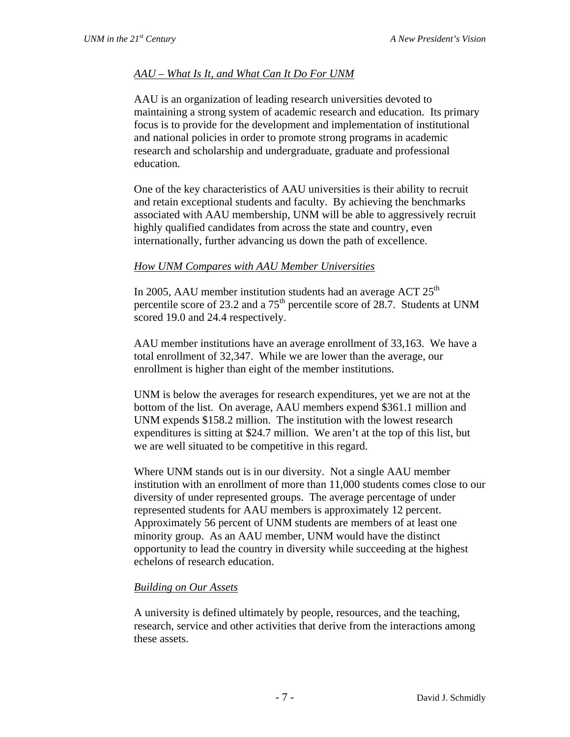*AAU – What Is It, and What Can It Do For UNM*

AAU is an organization of leading research universities devoted to maintaining a strong system of academic research and education. Its primary focus is to provide for the development and implementation of institutional and national policies in order to promote strong programs in academic research and scholarship and undergraduate, graduate and professional education.

One of the key characteristics of AAU universities is their ability to recruit and retain exceptional students and faculty. By achieving the benchmarks associated with AAU membership, UNM will be able to aggressively recruit highly qualified candidates from across the state and country, even internationally, further advancing us down the path of excellence.

*How UNM Compares with AAU Member Universities*

In 2005, AAU member institution students had an average ACT 25$^{th}$ percentile score of 23.2 and a 75$^{th}$ percentile score of 28.7. Students at UNM scored 19.0 and 24.4 respectively.

AAU member institutions have an average enrollment of 33,163. We have a total enrollment of 32,347. While we are lower than the average, our enrollment is higher than eight of the member institutions.

UNM is below the averages for research expenditures, yet we are not at the bottom of the list. On average, AAU members expend $361.1 million and UNM expends $158.2 million. The institution with the lowest research expenditures is sitting at $24.7 million. We aren't at the top of this list, but we are well situated to be competitive in this regard.

Where UNM stands out is in our diversity. Not a single AAU member institution with an enrollment of more than 11,000 students comes close to our diversity of under represented groups. The average percentage of under represented students for AAU members is approximately 12 percent. Approximately 56 percent of UNM students are members of at least one minority group. As an AAU member, UNM would have the distinct opportunity to lead the country in diversity while succeeding at the highest echelons of research education.

*Building on Our Assets*

A university is defined ultimately by people, resources, and the teaching, research, service and other activities that derive from the interactions among these assets.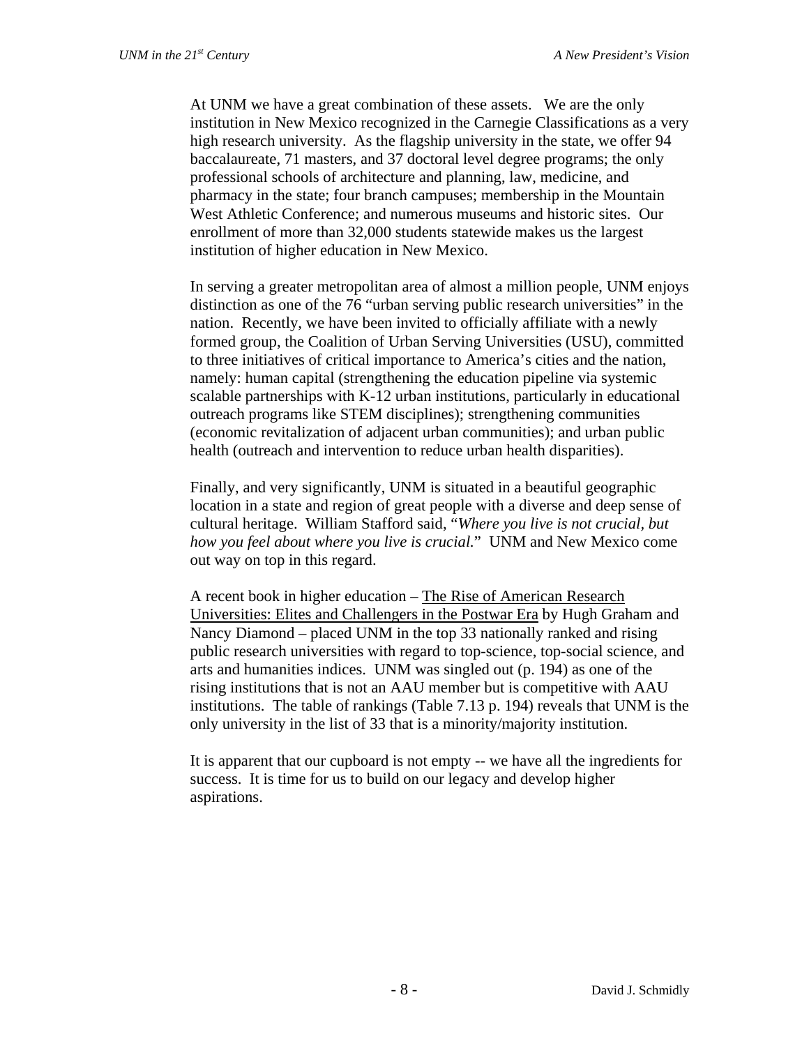At UNM we have a great combination of these assets. We are the only institution in New Mexico recognized in the Carnegie Classifications as a very high research university. As the flagship university in the state, we offer 94 baccalaureate, 71 masters, and 37 doctoral level degree programs; the only professional schools of architecture and planning, law, medicine, and pharmacy in the state; four branch campuses; membership in the Mountain West Athletic Conference; and numerous museums and historic sites. Our enrollment of more than 32,000 students statewide makes us the largest institution of higher education in New Mexico.

In serving a greater metropolitan area of almost a million people, UNM enjoys distinction as one of the 76 "urban serving public research universities" in the nation. Recently, we have been invited to officially affiliate with a newly formed group, the Coalition of Urban Serving Universities (USU), committed to three initiatives of critical importance to America's cities and the nation, namely: human capital (strengthening the education pipeline via systemic scalable partnerships with K-12 urban institutions, particularly in educational outreach programs like STEM disciplines); strengthening communities (economic revitalization of adjacent urban communities); and urban public health (outreach and intervention to reduce urban health disparities).

Finally, and very significantly, UNM is situated in a beautiful geographic location in a state and region of great people with a diverse and deep sense of cultural heritage. William Stafford said, "*Where you live is not crucial, but how you feel about where you live is crucial.*" UNM and New Mexico come out way on top in this regard.

A recent book in higher education – <u>The Rise of American Research Universities: Elites and Challengers in the Postwar Era</u> by Hugh Graham and Nancy Diamond – placed UNM in the top 33 nationally ranked and rising public research universities with regard to top-science, top-social science, and arts and humanities indices. UNM was singled out (p. 194) as one of the rising institutions that is not an AAU member but is competitive with AAU institutions. The table of rankings (Table 7.13 p. 194) reveals that UNM is the only university in the list of 33 that is a minority/majority institution.

It is apparent that our cupboard is not empty -- we have all the ingredients for success. It is time for us to build on our legacy and develop higher aspirations.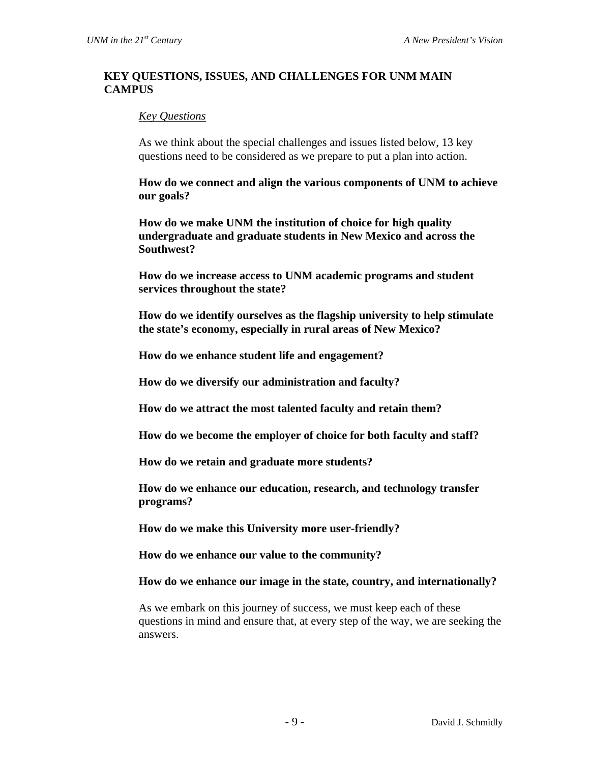## KEY QUESTIONS, ISSUES, AND CHALLENGES FOR UNM MAIN CAMPUS

### *Key Questions*

As we think about the special challenges and issues listed below, 13 key questions need to be considered as we prepare to put a plan into action.

**How do we connect and align the various components of UNM to achieve our goals?**

**How do we make UNM the institution of choice for high quality undergraduate and graduate students in New Mexico and across the Southwest?**

**How do we increase access to UNM academic programs and student services throughout the state?**

**How do we identify ourselves as the flagship university to help stimulate the state's economy, especially in rural areas of New Mexico?**

**How do we enhance student life and engagement?**

**How do we diversify our administration and faculty?**

**How do we attract the most talented faculty and retain them?**

**How do we become the employer of choice for both faculty and staff?**

**How do we retain and graduate more students?**

**How do we enhance our education, research, and technology transfer programs?**

**How do we make this University more user-friendly?**

**How do we enhance our value to the community?**

**How do we enhance our image in the state, country, and internationally?**

As we embark on this journey of success, we must keep each of these questions in mind and ensure that, at every step of the way, we are seeking the answers.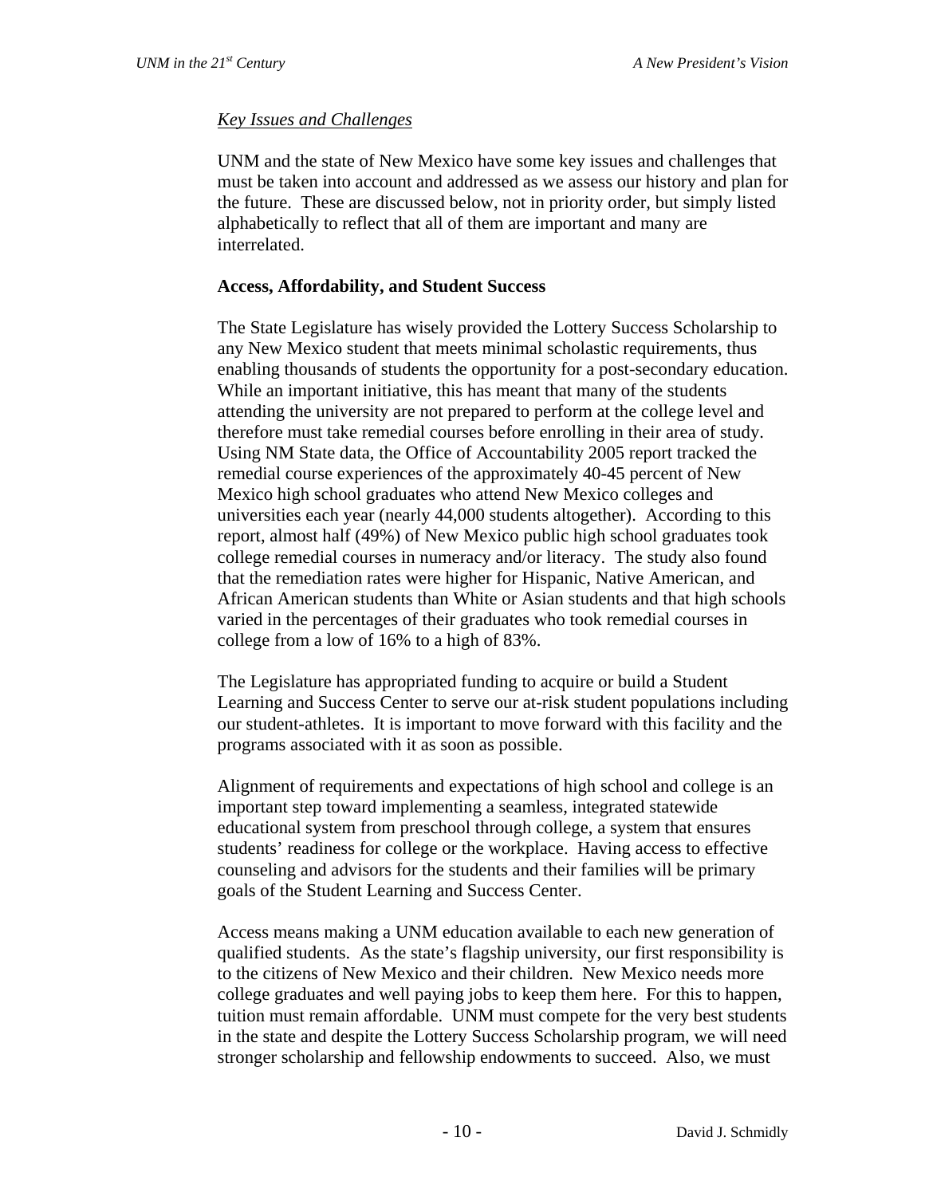*Key Issues and Challenges*

UNM and the state of New Mexico have some key issues and challenges that must be taken into account and addressed as we assess our history and plan for the future. These are discussed below, not in priority order, but simply listed alphabetically to reflect that all of them are important and many are interrelated.

**Access, Affordability, and Student Success**

The State Legislature has wisely provided the Lottery Success Scholarship to any New Mexico student that meets minimal scholastic requirements, thus enabling thousands of students the opportunity for a post-secondary education. While an important initiative, this has meant that many of the students attending the university are not prepared to perform at the college level and therefore must take remedial courses before enrolling in their area of study. Using NM State data, the Office of Accountability 2005 report tracked the remedial course experiences of the approximately 40-45 percent of New Mexico high school graduates who attend New Mexico colleges and universities each year (nearly 44,000 students altogether). According to this report, almost half (49%) of New Mexico public high school graduates took college remedial courses in numeracy and/or literacy. The study also found that the remediation rates were higher for Hispanic, Native American, and African American students than White or Asian students and that high schools varied in the percentages of their graduates who took remedial courses in college from a low of 16% to a high of 83%.

The Legislature has appropriated funding to acquire or build a Student Learning and Success Center to serve our at-risk student populations including our student-athletes. It is important to move forward with this facility and the programs associated with it as soon as possible.

Alignment of requirements and expectations of high school and college is an important step toward implementing a seamless, integrated statewide educational system from preschool through college, a system that ensures students' readiness for college or the workplace. Having access to effective counseling and advisors for the students and their families will be primary goals of the Student Learning and Success Center.

Access means making a UNM education available to each new generation of qualified students. As the state's flagship university, our first responsibility is to the citizens of New Mexico and their children. New Mexico needs more college graduates and well paying jobs to keep them here. For this to happen, tuition must remain affordable. UNM must compete for the very best students in the state and despite the Lottery Success Scholarship program, we will need stronger scholarship and fellowship endowments to succeed. Also, we must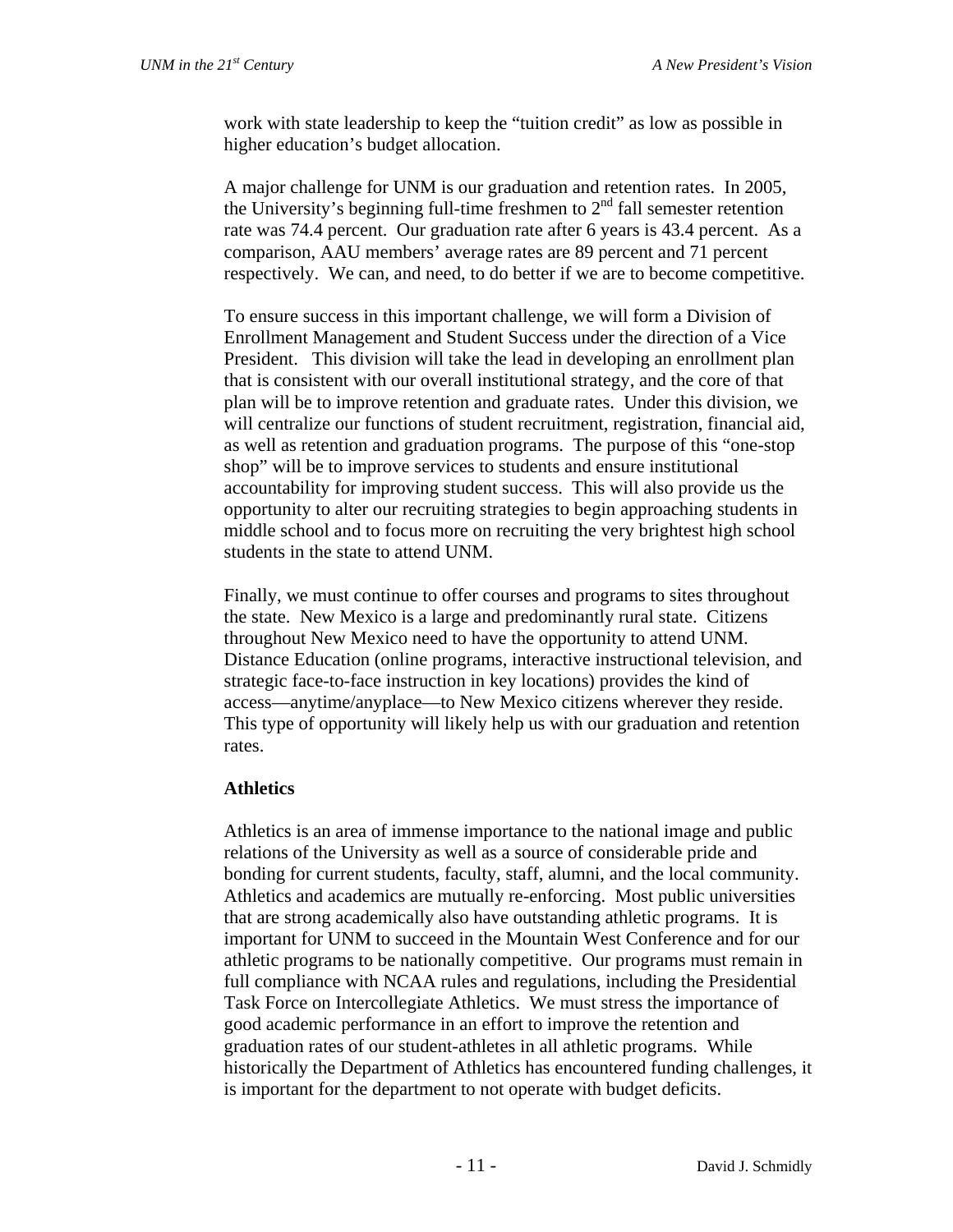work with state leadership to keep the "tuition credit" as low as possible in higher education's budget allocation.

A major challenge for UNM is our graduation and retention rates. In 2005, the University's beginning full-time freshmen to 2nd fall semester retention rate was 74.4 percent. Our graduation rate after 6 years is 43.4 percent. As a comparison, AAU members' average rates are 89 percent and 71 percent respectively. We can, and need, to do better if we are to become competitive.

To ensure success in this important challenge, we will form a Division of Enrollment Management and Student Success under the direction of a Vice President. This division will take the lead in developing an enrollment plan that is consistent with our overall institutional strategy, and the core of that plan will be to improve retention and graduate rates. Under this division, we will centralize our functions of student recruitment, registration, financial aid, as well as retention and graduation programs. The purpose of this "one-stop shop" will be to improve services to students and ensure institutional accountability for improving student success. This will also provide us the opportunity to alter our recruiting strategies to begin approaching students in middle school and to focus more on recruiting the very brightest high school students in the state to attend UNM.

Finally, we must continue to offer courses and programs to sites throughout the state. New Mexico is a large and predominantly rural state. Citizens throughout New Mexico need to have the opportunity to attend UNM. Distance Education (online programs, interactive instructional television, and strategic face-to-face instruction in key locations) provides the kind of access—anytime/anyplace—to New Mexico citizens wherever they reside. This type of opportunity will likely help us with our graduation and retention rates.

**Athletics**

Athletics is an area of immense importance to the national image and public relations of the University as well as a source of considerable pride and bonding for current students, faculty, staff, alumni, and the local community. Athletics and academics are mutually re-enforcing. Most public universities that are strong academically also have outstanding athletic programs. It is important for UNM to succeed in the Mountain West Conference and for our athletic programs to be nationally competitive. Our programs must remain in full compliance with NCAA rules and regulations, including the Presidential Task Force on Intercollegiate Athletics. We must stress the importance of good academic performance in an effort to improve the retention and graduation rates of our student-athletes in all athletic programs. While historically the Department of Athletics has encountered funding challenges, it is important for the department to not operate with budget deficits.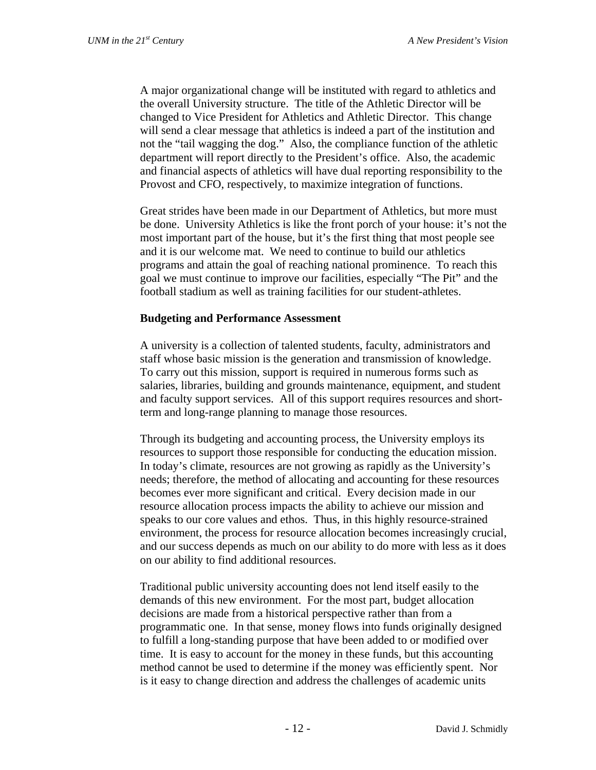A major organizational change will be instituted with regard to athletics and the overall University structure. The title of the Athletic Director will be changed to Vice President for Athletics and Athletic Director. This change will send a clear message that athletics is indeed a part of the institution and not the "tail wagging the dog." Also, the compliance function of the athletic department will report directly to the President's office. Also, the academic and financial aspects of athletics will have dual reporting responsibility to the Provost and CFO, respectively, to maximize integration of functions.

Great strides have been made in our Department of Athletics, but more must be done. University Athletics is like the front porch of your house: it's not the most important part of the house, but it's the first thing that most people see and it is our welcome mat. We need to continue to build our athletics programs and attain the goal of reaching national prominence. To reach this goal we must continue to improve our facilities, especially "The Pit" and the football stadium as well as training facilities for our student-athletes.

**Budgeting and Performance Assessment**

A university is a collection of talented students, faculty, administrators and staff whose basic mission is the generation and transmission of knowledge. To carry out this mission, support is required in numerous forms such as salaries, libraries, building and grounds maintenance, equipment, and student and faculty support services. All of this support requires resources and short-term and long-range planning to manage those resources.

Through its budgeting and accounting process, the University employs its resources to support those responsible for conducting the education mission. In today's climate, resources are not growing as rapidly as the University's needs; therefore, the method of allocating and accounting for these resources becomes ever more significant and critical. Every decision made in our resource allocation process impacts the ability to achieve our mission and speaks to our core values and ethos. Thus, in this highly resource-strained environment, the process for resource allocation becomes increasingly crucial, and our success depends as much on our ability to do more with less as it does on our ability to find additional resources.

Traditional public university accounting does not lend itself easily to the demands of this new environment. For the most part, budget allocation decisions are made from a historical perspective rather than from a programmatic one. In that sense, money flows into funds originally designed to fulfill a long-standing purpose that have been added to or modified over time. It is easy to account for the money in these funds, but this accounting method cannot be used to determine if the money was efficiently spent. Nor is it easy to change direction and address the challenges of academic units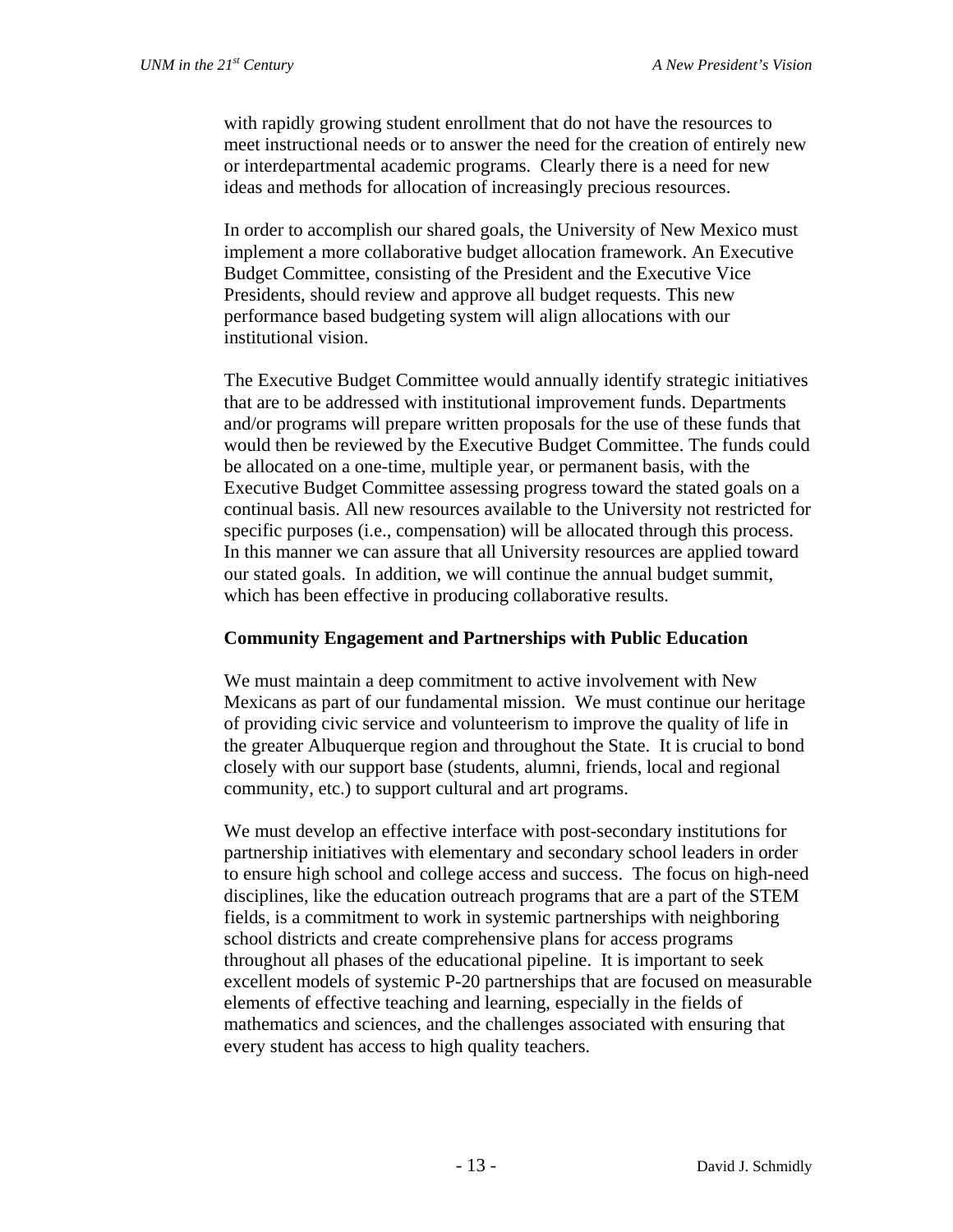with rapidly growing student enrollment that do not have the resources to meet instructional needs or to answer the need for the creation of entirely new or interdepartmental academic programs. Clearly there is a need for new ideas and methods for allocation of increasingly precious resources.

In order to accomplish our shared goals, the University of New Mexico must implement a more collaborative budget allocation framework. An Executive Budget Committee, consisting of the President and the Executive Vice Presidents, should review and approve all budget requests. This new performance based budgeting system will align allocations with our institutional vision.

The Executive Budget Committee would annually identify strategic initiatives that are to be addressed with institutional improvement funds. Departments and/or programs will prepare written proposals for the use of these funds that would then be reviewed by the Executive Budget Committee. The funds could be allocated on a one-time, multiple year, or permanent basis, with the Executive Budget Committee assessing progress toward the stated goals on a continual basis. All new resources available to the University not restricted for specific purposes (i.e., compensation) will be allocated through this process. In this manner we can assure that all University resources are applied toward our stated goals. In addition, we will continue the annual budget summit, which has been effective in producing collaborative results.

### Community Engagement and Partnerships with Public Education

We must maintain a deep commitment to active involvement with New Mexicans as part of our fundamental mission. We must continue our heritage of providing civic service and volunteerism to improve the quality of life in the greater Albuquerque region and throughout the State. It is crucial to bond closely with our support base (students, alumni, friends, local and regional community, etc.) to support cultural and art programs.

We must develop an effective interface with post-secondary institutions for partnership initiatives with elementary and secondary school leaders in order to ensure high school and college access and success. The focus on high-need disciplines, like the education outreach programs that are a part of the STEM fields, is a commitment to work in systemic partnerships with neighboring school districts and create comprehensive plans for access programs throughout all phases of the educational pipeline. It is important to seek excellent models of systemic P-20 partnerships that are focused on measurable elements of effective teaching and learning, especially in the fields of mathematics and sciences, and the challenges associated with ensuring that every student has access to high quality teachers.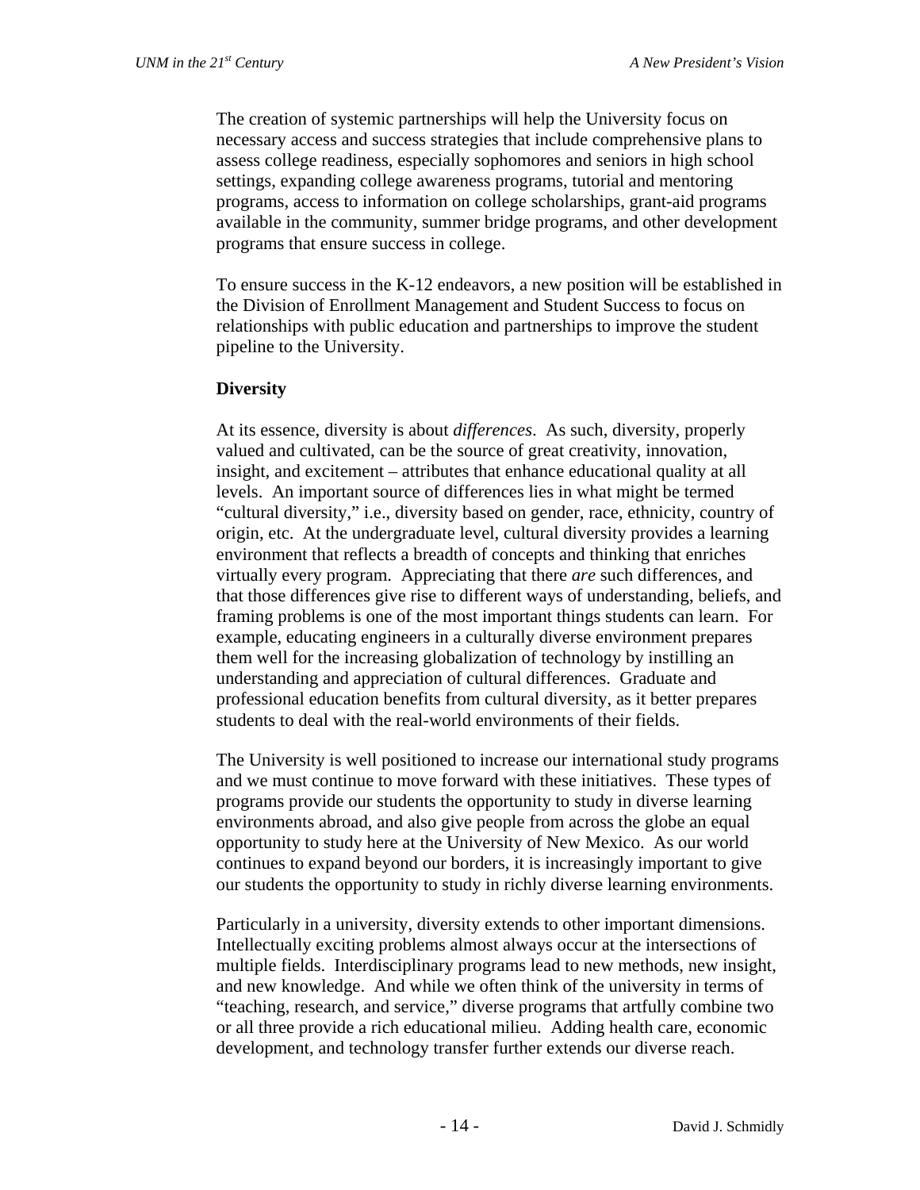The creation of systemic partnerships will help the University focus on necessary access and success strategies that include comprehensive plans to assess college readiness, especially sophomores and seniors in high school settings, expanding college awareness programs, tutorial and mentoring programs, access to information on college scholarships, grant-aid programs available in the community, summer bridge programs, and other development programs that ensure success in college.

To ensure success in the K-12 endeavors, a new position will be established in the Division of Enrollment Management and Student Success to focus on relationships with public education and partnerships to improve the student pipeline to the University.

**Diversity**

At its essence, diversity is about *differences*. As such, diversity, properly valued and cultivated, can be the source of great creativity, innovation, insight, and excitement – attributes that enhance educational quality at all levels. An important source of differences lies in what might be termed "cultural diversity," i.e., diversity based on gender, race, ethnicity, country of origin, etc. At the undergraduate level, cultural diversity provides a learning environment that reflects a breadth of concepts and thinking that enriches virtually every program. Appreciating that there *are* such differences, and that those differences give rise to different ways of understanding, beliefs, and framing problems is one of the most important things students can learn. For example, educating engineers in a culturally diverse environment prepares them well for the increasing globalization of technology by instilling an understanding and appreciation of cultural differences. Graduate and professional education benefits from cultural diversity, as it better prepares students to deal with the real-world environments of their fields.

The University is well positioned to increase our international study programs and we must continue to move forward with these initiatives. These types of programs provide our students the opportunity to study in diverse learning environments abroad, and also give people from across the globe an equal opportunity to study here at the University of New Mexico. As our world continues to expand beyond our borders, it is increasingly important to give our students the opportunity to study in richly diverse learning environments.

Particularly in a university, diversity extends to other important dimensions. Intellectually exciting problems almost always occur at the intersections of multiple fields. Interdisciplinary programs lead to new methods, new insight, and new knowledge. And while we often think of the university in terms of "teaching, research, and service," diverse programs that artfully combine two or all three provide a rich educational milieu. Adding health care, economic development, and technology transfer further extends our diverse reach.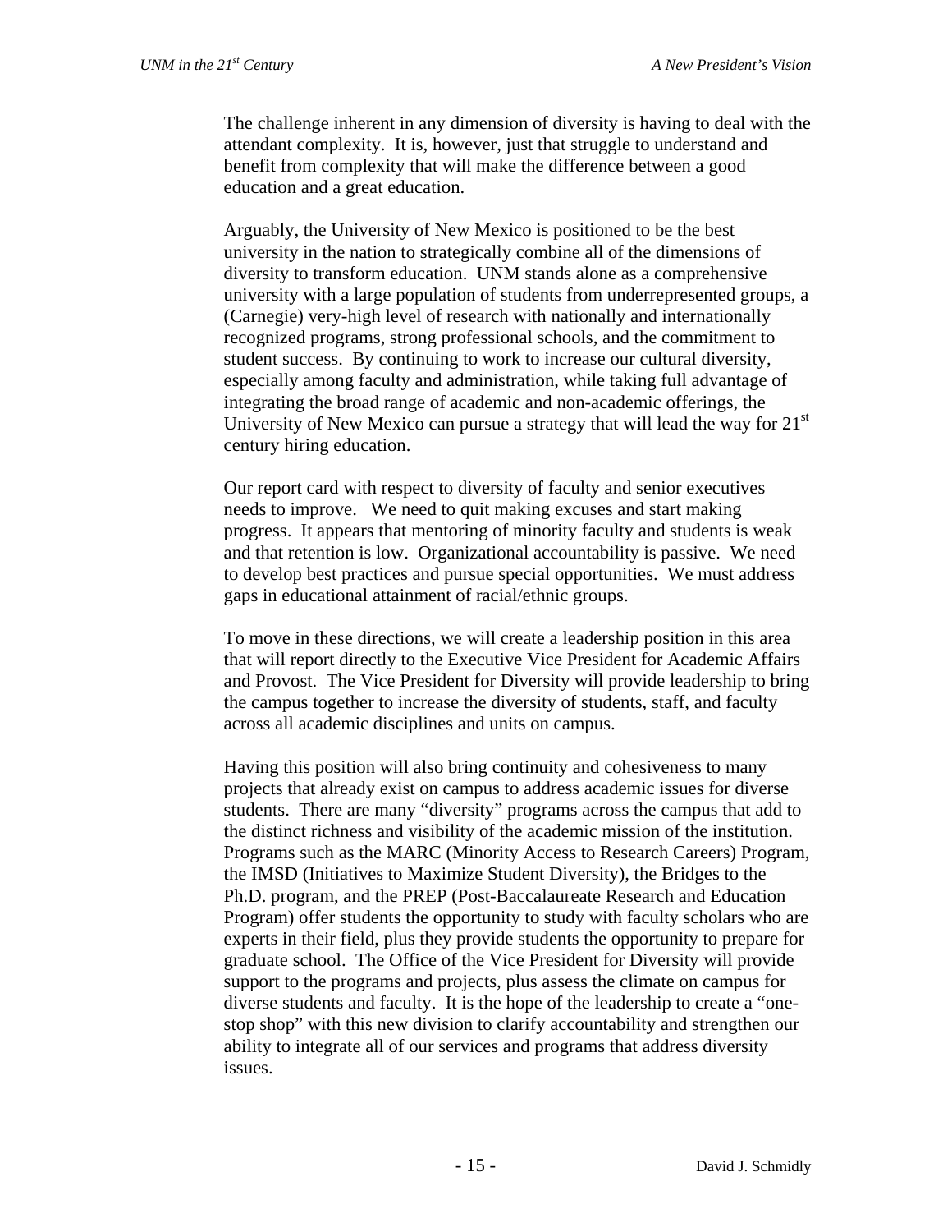The challenge inherent in any dimension of diversity is having to deal with the attendant complexity. It is, however, just that struggle to understand and benefit from complexity that will make the difference between a good education and a great education.

Arguably, the University of New Mexico is positioned to be the best university in the nation to strategically combine all of the dimensions of diversity to transform education. UNM stands alone as a comprehensive university with a large population of students from underrepresented groups, a (Carnegie) very-high level of research with nationally and internationally recognized programs, strong professional schools, and the commitment to student success. By continuing to work to increase our cultural diversity, especially among faculty and administration, while taking full advantage of integrating the broad range of academic and non-academic offerings, the University of New Mexico can pursue a strategy that will lead the way for 21st century hiring education.

Our report card with respect to diversity of faculty and senior executives needs to improve. We need to quit making excuses and start making progress. It appears that mentoring of minority faculty and students is weak and that retention is low. Organizational accountability is passive. We need to develop best practices and pursue special opportunities. We must address gaps in educational attainment of racial/ethnic groups.

To move in these directions, we will create a leadership position in this area that will report directly to the Executive Vice President for Academic Affairs and Provost. The Vice President for Diversity will provide leadership to bring the campus together to increase the diversity of students, staff, and faculty across all academic disciplines and units on campus.

Having this position will also bring continuity and cohesiveness to many projects that already exist on campus to address academic issues for diverse students. There are many "diversity" programs across the campus that add to the distinct richness and visibility of the academic mission of the institution. Programs such as the MARC (Minority Access to Research Careers) Program, the IMSD (Initiatives to Maximize Student Diversity), the Bridges to the Ph.D. program, and the PREP (Post-Baccalaureate Research and Education Program) offer students the opportunity to study with faculty scholars who are experts in their field, plus they provide students the opportunity to prepare for graduate school. The Office of the Vice President for Diversity will provide support to the programs and projects, plus assess the climate on campus for diverse students and faculty. It is the hope of the leadership to create a "one-stop shop" with this new division to clarify accountability and strengthen our ability to integrate all of our services and programs that address diversity issues.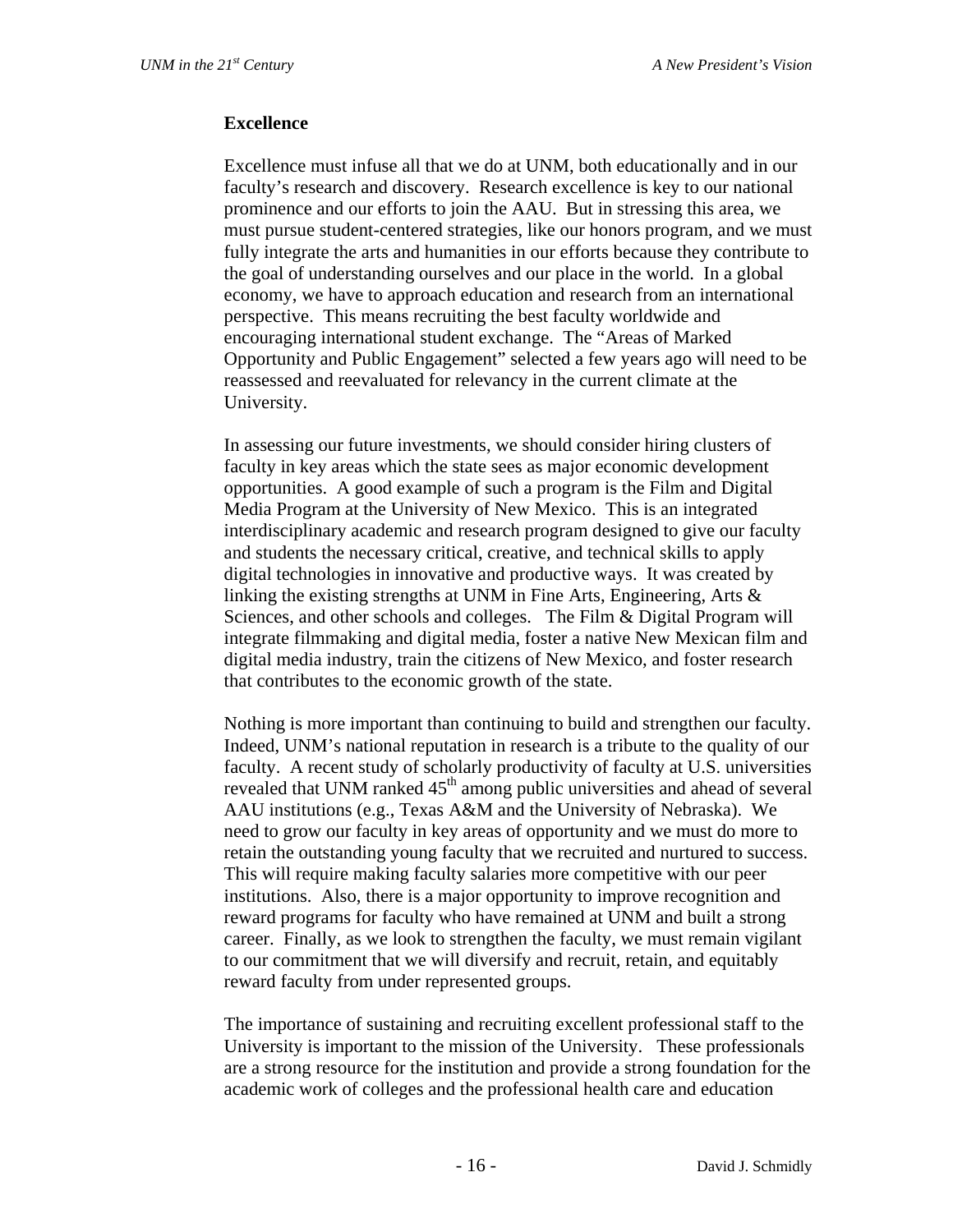### Excellence

Excellence must infuse all that we do at UNM, both educationally and in our faculty's research and discovery. Research excellence is key to our national prominence and our efforts to join the AAU. But in stressing this area, we must pursue student-centered strategies, like our honors program, and we must fully integrate the arts and humanities in our efforts because they contribute to the goal of understanding ourselves and our place in the world. In a global economy, we have to approach education and research from an international perspective. This means recruiting the best faculty worldwide and encouraging international student exchange. The "Areas of Marked Opportunity and Public Engagement" selected a few years ago will need to be reassessed and reevaluated for relevancy in the current climate at the University.

In assessing our future investments, we should consider hiring clusters of faculty in key areas which the state sees as major economic development opportunities. A good example of such a program is the Film and Digital Media Program at the University of New Mexico. This is an integrated interdisciplinary academic and research program designed to give our faculty and students the necessary critical, creative, and technical skills to apply digital technologies in innovative and productive ways. It was created by linking the existing strengths at UNM in Fine Arts, Engineering, Arts & Sciences, and other schools and colleges. The Film & Digital Program will integrate filmmaking and digital media, foster a native New Mexican film and digital media industry, train the citizens of New Mexico, and foster research that contributes to the economic growth of the state.

Nothing is more important than continuing to build and strengthen our faculty. Indeed, UNM's national reputation in research is a tribute to the quality of our faculty. A recent study of scholarly productivity of faculty at U.S. universities revealed that UNM ranked 45th among public universities and ahead of several AAU institutions (e.g., Texas A&M and the University of Nebraska). We need to grow our faculty in key areas of opportunity and we must do more to retain the outstanding young faculty that we recruited and nurtured to success. This will require making faculty salaries more competitive with our peer institutions. Also, there is a major opportunity to improve recognition and reward programs for faculty who have remained at UNM and built a strong career. Finally, as we look to strengthen the faculty, we must remain vigilant to our commitment that we will diversify and recruit, retain, and equitably reward faculty from under represented groups.

The importance of sustaining and recruiting excellent professional staff to the University is important to the mission of the University. These professionals are a strong resource for the institution and provide a strong foundation for the academic work of colleges and the professional health care and education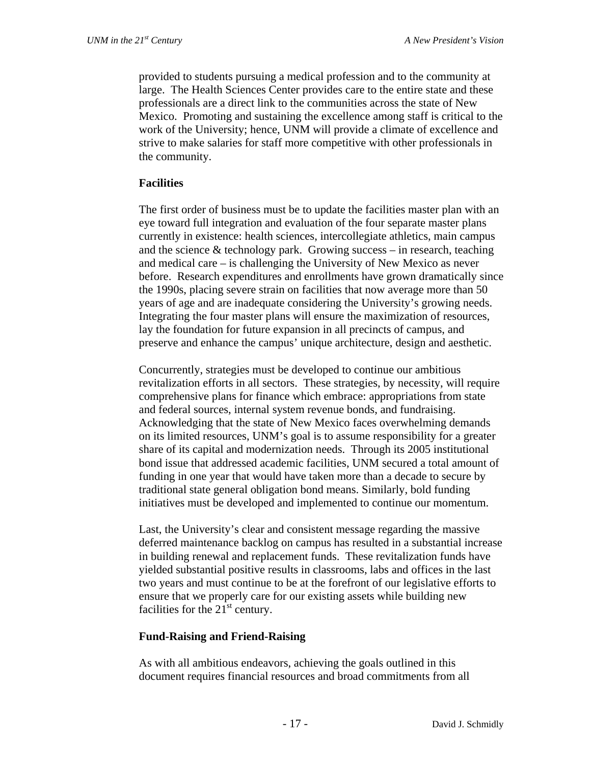provided to students pursuing a medical profession and to the community at large. The Health Sciences Center provides care to the entire state and these professionals are a direct link to the communities across the state of New Mexico. Promoting and sustaining the excellence among staff is critical to the work of the University; hence, UNM will provide a climate of excellence and strive to make salaries for staff more competitive with other professionals in the community.

**Facilities**

The first order of business must be to update the facilities master plan with an eye toward full integration and evaluation of the four separate master plans currently in existence: health sciences, intercollegiate athletics, main campus and the science & technology park. Growing success – in research, teaching and medical care – is challenging the University of New Mexico as never before. Research expenditures and enrollments have grown dramatically since the 1990s, placing severe strain on facilities that now average more than 50 years of age and are inadequate considering the University's growing needs. Integrating the four master plans will ensure the maximization of resources, lay the foundation for future expansion in all precincts of campus, and preserve and enhance the campus' unique architecture, design and aesthetic.

Concurrently, strategies must be developed to continue our ambitious revitalization efforts in all sectors. These strategies, by necessity, will require comprehensive plans for finance which embrace: appropriations from state and federal sources, internal system revenue bonds, and fundraising. Acknowledging that the state of New Mexico faces overwhelming demands on its limited resources, UNM's goal is to assume responsibility for a greater share of its capital and modernization needs. Through its 2005 institutional bond issue that addressed academic facilities, UNM secured a total amount of funding in one year that would have taken more than a decade to secure by traditional state general obligation bond means. Similarly, bold funding initiatives must be developed and implemented to continue our momentum.

Last, the University's clear and consistent message regarding the massive deferred maintenance backlog on campus has resulted in a substantial increase in building renewal and replacement funds. These revitalization funds have yielded substantial positive results in classrooms, labs and offices in the last two years and must continue to be at the forefront of our legislative efforts to ensure that we properly care for our existing assets while building new facilities for the 21st century.

**Fund-Raising and Friend-Raising**

As with all ambitious endeavors, achieving the goals outlined in this document requires financial resources and broad commitments from all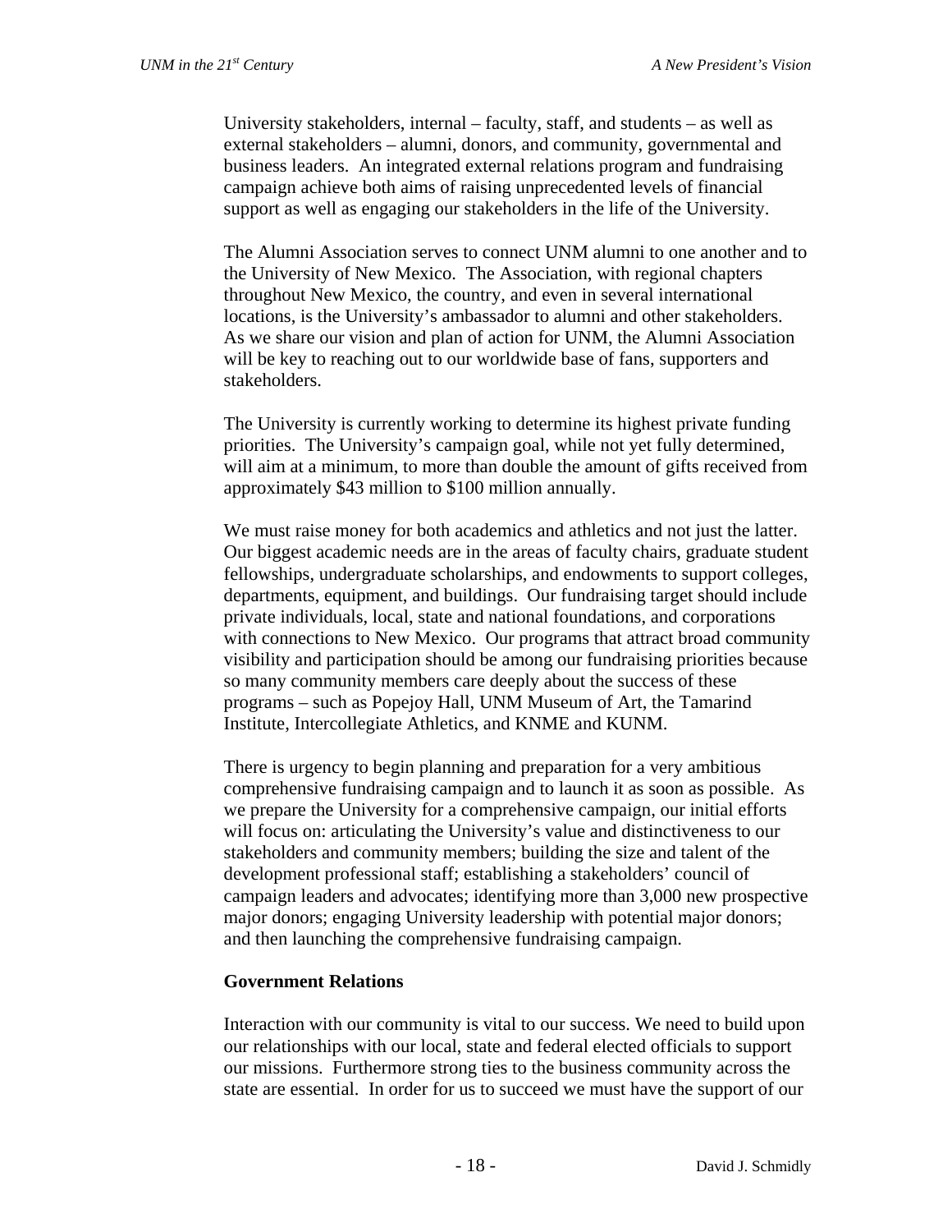University stakeholders, internal – faculty, staff, and students – as well as external stakeholders – alumni, donors, and community, governmental and business leaders. An integrated external relations program and fundraising campaign achieve both aims of raising unprecedented levels of financial support as well as engaging our stakeholders in the life of the University.

The Alumni Association serves to connect UNM alumni to one another and to the University of New Mexico. The Association, with regional chapters throughout New Mexico, the country, and even in several international locations, is the University's ambassador to alumni and other stakeholders. As we share our vision and plan of action for UNM, the Alumni Association will be key to reaching out to our worldwide base of fans, supporters and stakeholders.

The University is currently working to determine its highest private funding priorities. The University's campaign goal, while not yet fully determined, will aim at a minimum, to more than double the amount of gifts received from approximately $43 million to $100 million annually.

We must raise money for both academics and athletics and not just the latter. Our biggest academic needs are in the areas of faculty chairs, graduate student fellowships, undergraduate scholarships, and endowments to support colleges, departments, equipment, and buildings. Our fundraising target should include private individuals, local, state and national foundations, and corporations with connections to New Mexico. Our programs that attract broad community visibility and participation should be among our fundraising priorities because so many community members care deeply about the success of these programs – such as Popejoy Hall, UNM Museum of Art, the Tamarind Institute, Intercollegiate Athletics, and KNME and KUNM.

There is urgency to begin planning and preparation for a very ambitious comprehensive fundraising campaign and to launch it as soon as possible. As we prepare the University for a comprehensive campaign, our initial efforts will focus on: articulating the University's value and distinctiveness to our stakeholders and community members; building the size and talent of the development professional staff; establishing a stakeholders' council of campaign leaders and advocates; identifying more than 3,000 new prospective major donors; engaging University leadership with potential major donors; and then launching the comprehensive fundraising campaign.

**Government Relations**

Interaction with our community is vital to our success. We need to build upon our relationships with our local, state and federal elected officials to support our missions. Furthermore strong ties to the business community across the state are essential. In order for us to succeed we must have the support of our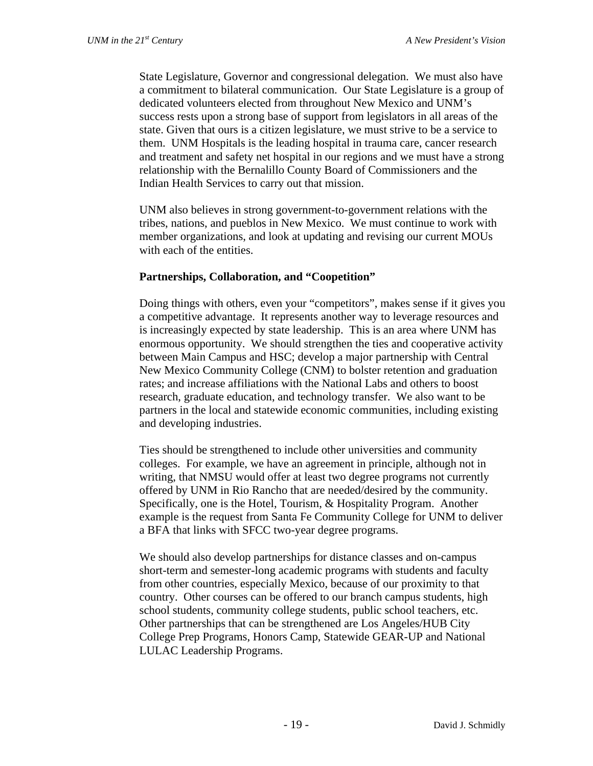State Legislature, Governor and congressional delegation. We must also have a commitment to bilateral communication. Our State Legislature is a group of dedicated volunteers elected from throughout New Mexico and UNM's success rests upon a strong base of support from legislators in all areas of the state. Given that ours is a citizen legislature, we must strive to be a service to them. UNM Hospitals is the leading hospital in trauma care, cancer research and treatment and safety net hospital in our regions and we must have a strong relationship with the Bernalillo County Board of Commissioners and the Indian Health Services to carry out that mission.

UNM also believes in strong government-to-government relations with the tribes, nations, and pueblos in New Mexico. We must continue to work with member organizations, and look at updating and revising our current MOUs with each of the entities.

**Partnerships, Collaboration, and "Coopetition"**

Doing things with others, even your "competitors", makes sense if it gives you a competitive advantage. It represents another way to leverage resources and is increasingly expected by state leadership. This is an area where UNM has enormous opportunity. We should strengthen the ties and cooperative activity between Main Campus and HSC; develop a major partnership with Central New Mexico Community College (CNM) to bolster retention and graduation rates; and increase affiliations with the National Labs and others to boost research, graduate education, and technology transfer. We also want to be partners in the local and statewide economic communities, including existing and developing industries.

Ties should be strengthened to include other universities and community colleges. For example, we have an agreement in principle, although not in writing, that NMSU would offer at least two degree programs not currently offered by UNM in Rio Rancho that are needed/desired by the community. Specifically, one is the Hotel, Tourism, & Hospitality Program. Another example is the request from Santa Fe Community College for UNM to deliver a BFA that links with SFCC two-year degree programs.

We should also develop partnerships for distance classes and on-campus short-term and semester-long academic programs with students and faculty from other countries, especially Mexico, because of our proximity to that country. Other courses can be offered to our branch campus students, high school students, community college students, public school teachers, etc. Other partnerships that can be strengthened are Los Angeles/HUB City College Prep Programs, Honors Camp, Statewide GEAR-UP and National LULAC Leadership Programs.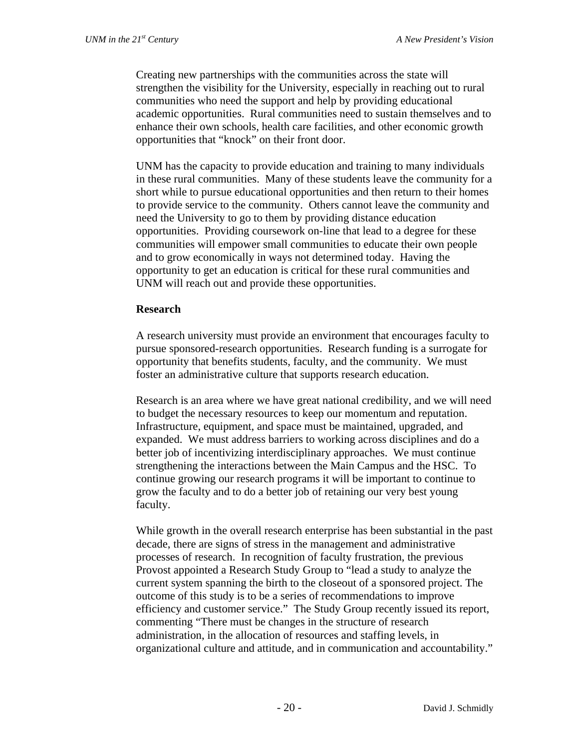Creating new partnerships with the communities across the state will strengthen the visibility for the University, especially in reaching out to rural communities who need the support and help by providing educational academic opportunities. Rural communities need to sustain themselves and to enhance their own schools, health care facilities, and other economic growth opportunities that "knock" on their front door.

UNM has the capacity to provide education and training to many individuals in these rural communities. Many of these students leave the community for a short while to pursue educational opportunities and then return to their homes to provide service to the community. Others cannot leave the community and need the University to go to them by providing distance education opportunities. Providing coursework on-line that lead to a degree for these communities will empower small communities to educate their own people and to grow economically in ways not determined today. Having the opportunity to get an education is critical for these rural communities and UNM will reach out and provide these opportunities.

**Research**

A research university must provide an environment that encourages faculty to pursue sponsored-research opportunities. Research funding is a surrogate for opportunity that benefits students, faculty, and the community. We must foster an administrative culture that supports research education.

Research is an area where we have great national credibility, and we will need to budget the necessary resources to keep our momentum and reputation. Infrastructure, equipment, and space must be maintained, upgraded, and expanded. We must address barriers to working across disciplines and do a better job of incentivizing interdisciplinary approaches. We must continue strengthening the interactions between the Main Campus and the HSC. To continue growing our research programs it will be important to continue to grow the faculty and to do a better job of retaining our very best young faculty.

While growth in the overall research enterprise has been substantial in the past decade, there are signs of stress in the management and administrative processes of research. In recognition of faculty frustration, the previous Provost appointed a Research Study Group to "lead a study to analyze the current system spanning the birth to the closeout of a sponsored project. The outcome of this study is to be a series of recommendations to improve efficiency and customer service." The Study Group recently issued its report, commenting "There must be changes in the structure of research administration, in the allocation of resources and staffing levels, in organizational culture and attitude, and in communication and accountability."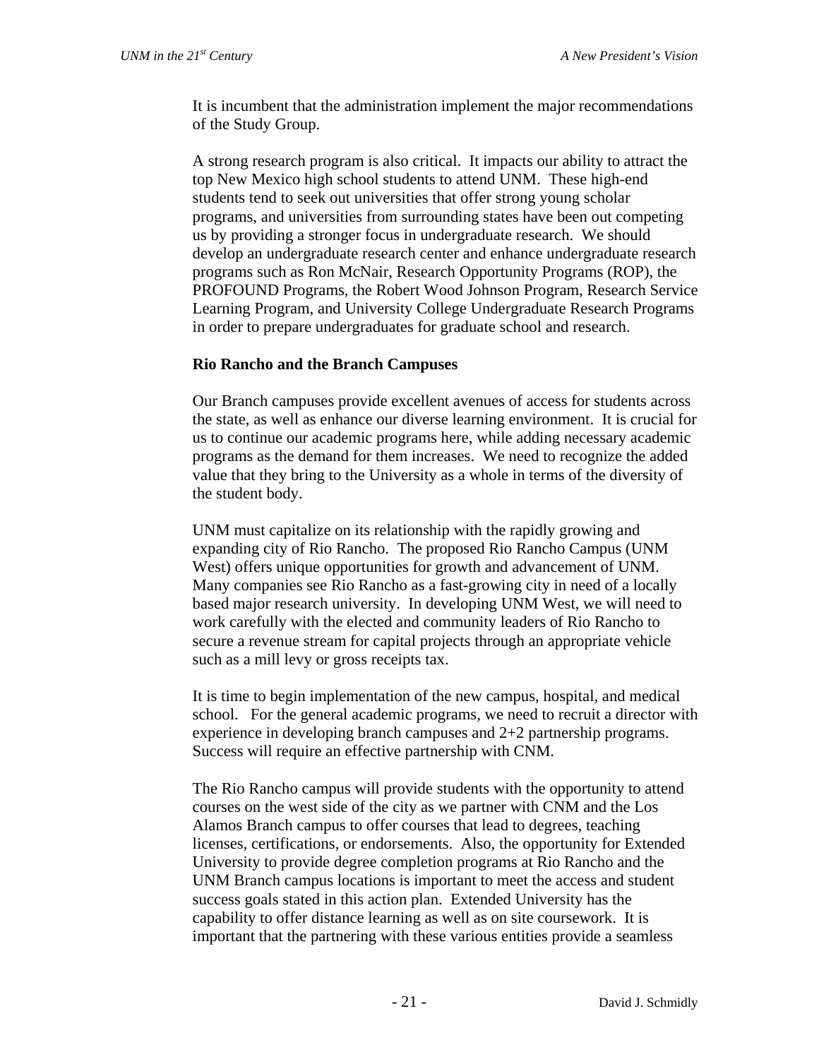It is incumbent that the administration implement the major recommendations of the Study Group.

A strong research program is also critical. It impacts our ability to attract the top New Mexico high school students to attend UNM. These high-end students tend to seek out universities that offer strong young scholar programs, and universities from surrounding states have been out competing us by providing a stronger focus in undergraduate research. We should develop an undergraduate research center and enhance undergraduate research programs such as Ron McNair, Research Opportunity Programs (ROP), the PROFOUND Programs, the Robert Wood Johnson Program, Research Service Learning Program, and University College Undergraduate Research Programs in order to prepare undergraduates for graduate school and research.

**Rio Rancho and the Branch Campuses**

Our Branch campuses provide excellent avenues of access for students across the state, as well as enhance our diverse learning environment. It is crucial for us to continue our academic programs here, while adding necessary academic programs as the demand for them increases. We need to recognize the added value that they bring to the University as a whole in terms of the diversity of the student body.

UNM must capitalize on its relationship with the rapidly growing and expanding city of Rio Rancho. The proposed Rio Rancho Campus (UNM West) offers unique opportunities for growth and advancement of UNM. Many companies see Rio Rancho as a fast-growing city in need of a locally based major research university. In developing UNM West, we will need to work carefully with the elected and community leaders of Rio Rancho to secure a revenue stream for capital projects through an appropriate vehicle such as a mill levy or gross receipts tax.

It is time to begin implementation of the new campus, hospital, and medical school. For the general academic programs, we need to recruit a director with experience in developing branch campuses and 2+2 partnership programs. Success will require an effective partnership with CNM.

The Rio Rancho campus will provide students with the opportunity to attend courses on the west side of the city as we partner with CNM and the Los Alamos Branch campus to offer courses that lead to degrees, teaching licenses, certifications, or endorsements. Also, the opportunity for Extended University to provide degree completion programs at Rio Rancho and the UNM Branch campus locations is important to meet the access and student success goals stated in this action plan. Extended University has the capability to offer distance learning as well as on site coursework. It is important that the partnering with these various entities provide a seamless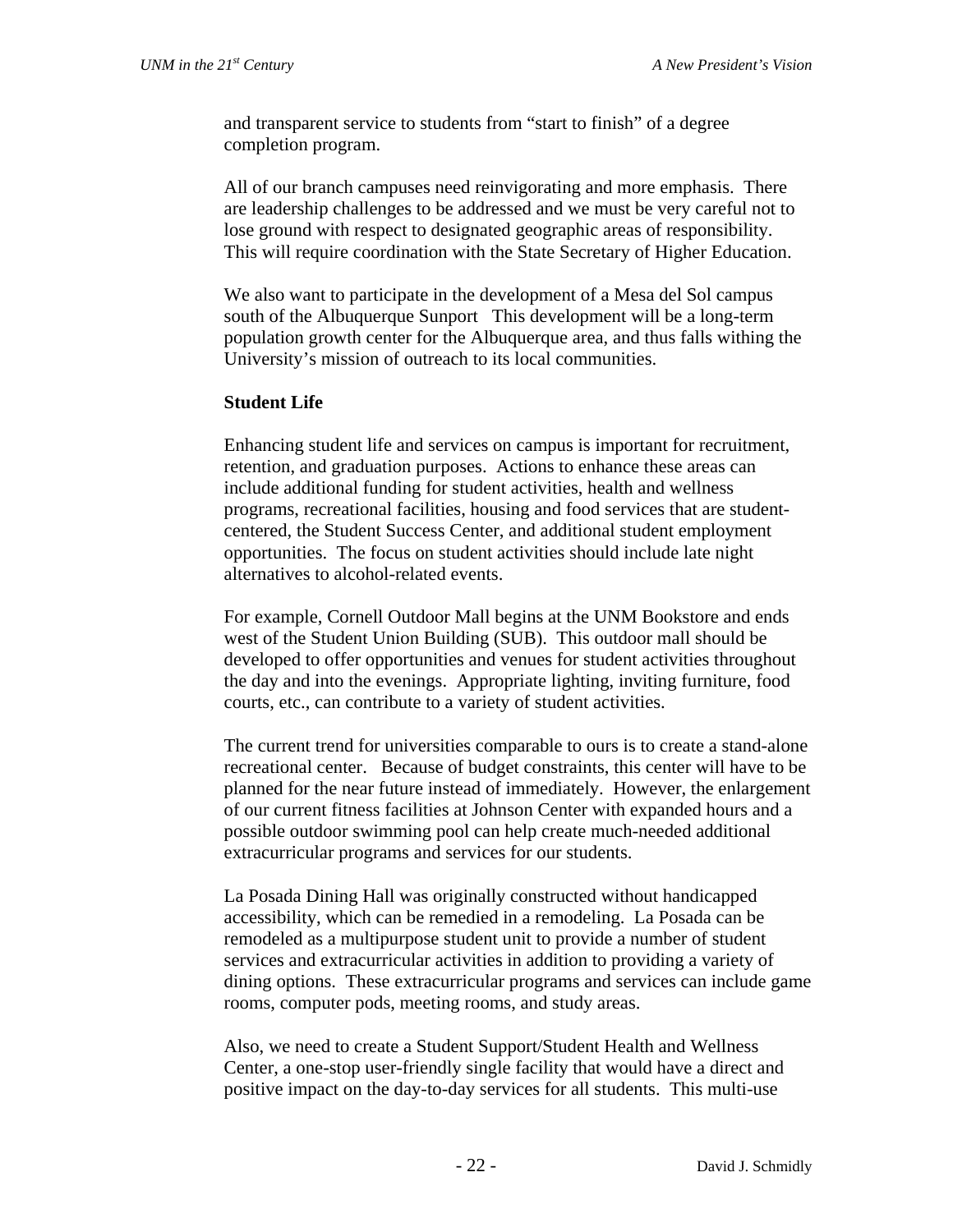and transparent service to students from "start to finish" of a degree completion program.

All of our branch campuses need reinvigorating and more emphasis. There are leadership challenges to be addressed and we must be very careful not to lose ground with respect to designated geographic areas of responsibility. This will require coordination with the State Secretary of Higher Education.

We also want to participate in the development of a Mesa del Sol campus south of the Albuquerque Sunport This development will be a long-term population growth center for the Albuquerque area, and thus falls withing the University's mission of outreach to its local communities.

**Student Life**

Enhancing student life and services on campus is important for recruitment, retention, and graduation purposes. Actions to enhance these areas can include additional funding for student activities, health and wellness programs, recreational facilities, housing and food services that are student-centered, the Student Success Center, and additional student employment opportunities. The focus on student activities should include late night alternatives to alcohol-related events.

For example, Cornell Outdoor Mall begins at the UNM Bookstore and ends west of the Student Union Building (SUB). This outdoor mall should be developed to offer opportunities and venues for student activities throughout the day and into the evenings. Appropriate lighting, inviting furniture, food courts, etc., can contribute to a variety of student activities.

The current trend for universities comparable to ours is to create a stand-alone recreational center. Because of budget constraints, this center will have to be planned for the near future instead of immediately. However, the enlargement of our current fitness facilities at Johnson Center with expanded hours and a possible outdoor swimming pool can help create much-needed additional extracurricular programs and services for our students.

La Posada Dining Hall was originally constructed without handicapped accessibility, which can be remedied in a remodeling. La Posada can be remodeled as a multipurpose student unit to provide a number of student services and extracurricular activities in addition to providing a variety of dining options. These extracurricular programs and services can include game rooms, computer pods, meeting rooms, and study areas.

Also, we need to create a Student Support/Student Health and Wellness Center, a one-stop user-friendly single facility that would have a direct and positive impact on the day-to-day services for all students. This multi-use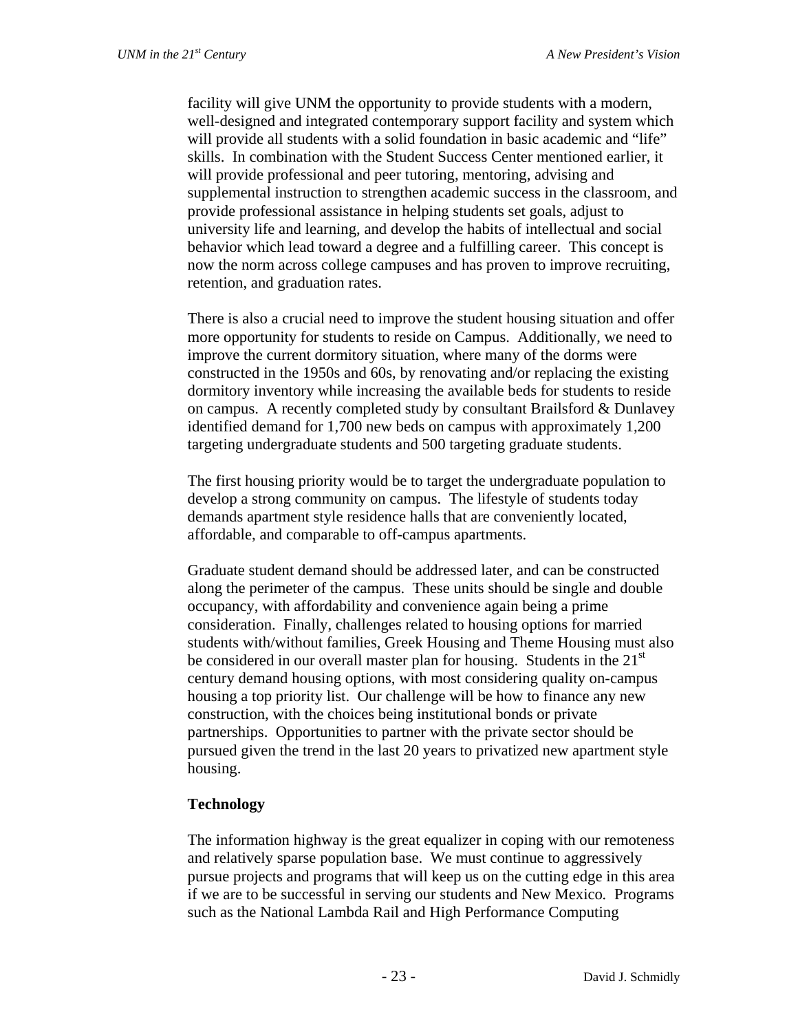facility will give UNM the opportunity to provide students with a modern, well-designed and integrated contemporary support facility and system which will provide all students with a solid foundation in basic academic and "life" skills. In combination with the Student Success Center mentioned earlier, it will provide professional and peer tutoring, mentoring, advising and supplemental instruction to strengthen academic success in the classroom, and provide professional assistance in helping students set goals, adjust to university life and learning, and develop the habits of intellectual and social behavior which lead toward a degree and a fulfilling career. This concept is now the norm across college campuses and has proven to improve recruiting, retention, and graduation rates.

There is also a crucial need to improve the student housing situation and offer more opportunity for students to reside on Campus. Additionally, we need to improve the current dormitory situation, where many of the dorms were constructed in the 1950s and 60s, by renovating and/or replacing the existing dormitory inventory while increasing the available beds for students to reside on campus. A recently completed study by consultant Brailsford & Dunlavey identified demand for 1,700 new beds on campus with approximately 1,200 targeting undergraduate students and 500 targeting graduate students.

The first housing priority would be to target the undergraduate population to develop a strong community on campus. The lifestyle of students today demands apartment style residence halls that are conveniently located, affordable, and comparable to off-campus apartments.

Graduate student demand should be addressed later, and can be constructed along the perimeter of the campus. These units should be single and double occupancy, with affordability and convenience again being a prime consideration. Finally, challenges related to housing options for married students with/without families, Greek Housing and Theme Housing must also be considered in our overall master plan for housing. Students in the 21st century demand housing options, with most considering quality on-campus housing a top priority list. Our challenge will be how to finance any new construction, with the choices being institutional bonds or private partnerships. Opportunities to partner with the private sector should be pursued given the trend in the last 20 years to privatized new apartment style housing.

**Technology**

The information highway is the great equalizer in coping with our remoteness and relatively sparse population base. We must continue to aggressively pursue projects and programs that will keep us on the cutting edge in this area if we are to be successful in serving our students and New Mexico. Programs such as the National Lambda Rail and High Performance Computing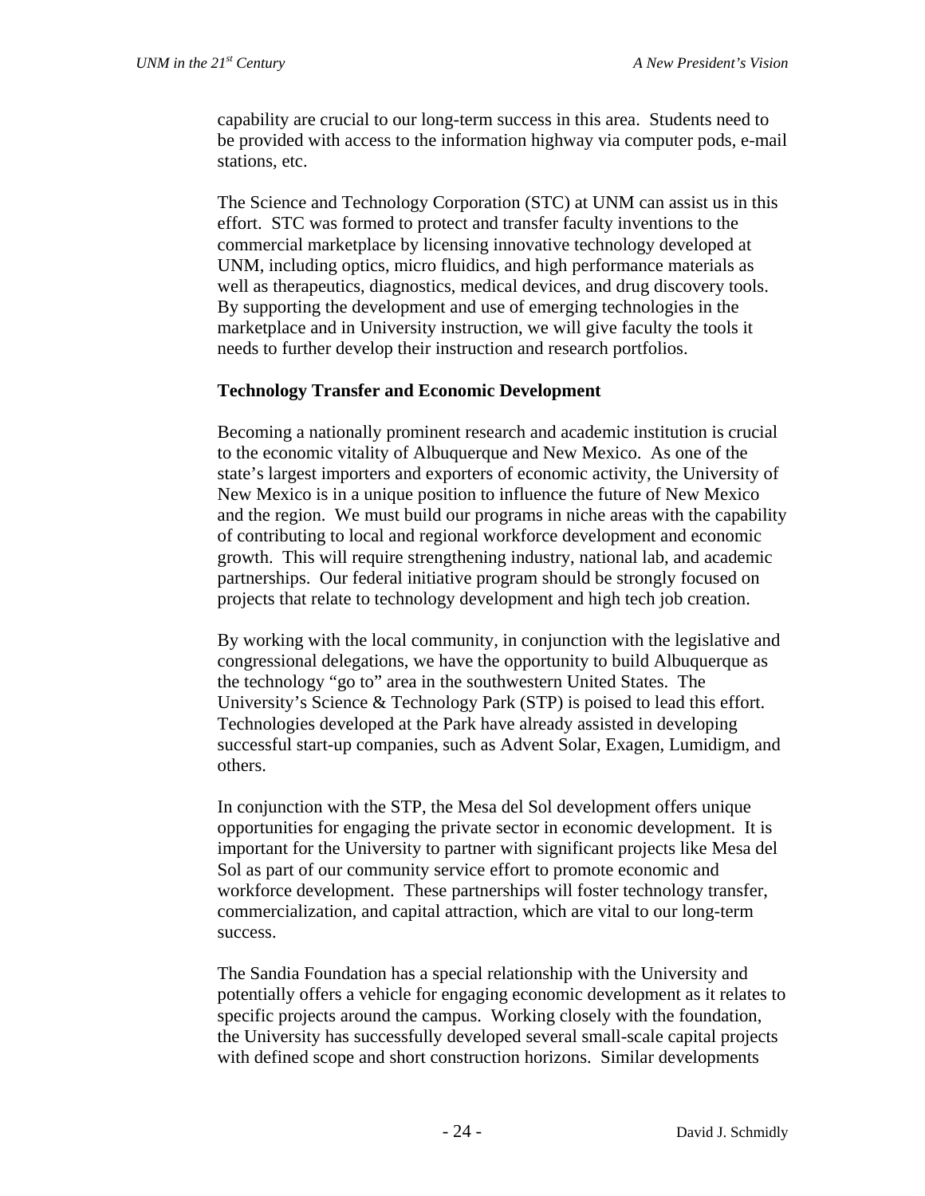capability are crucial to our long-term success in this area. Students need to be provided with access to the information highway via computer pods, e-mail stations, etc.

The Science and Technology Corporation (STC) at UNM can assist us in this effort. STC was formed to protect and transfer faculty inventions to the commercial marketplace by licensing innovative technology developed at UNM, including optics, micro fluidics, and high performance materials as well as therapeutics, diagnostics, medical devices, and drug discovery tools. By supporting the development and use of emerging technologies in the marketplace and in University instruction, we will give faculty the tools it needs to further develop their instruction and research portfolios.

**Technology Transfer and Economic Development**

Becoming a nationally prominent research and academic institution is crucial to the economic vitality of Albuquerque and New Mexico. As one of the state's largest importers and exporters of economic activity, the University of New Mexico is in a unique position to influence the future of New Mexico and the region. We must build our programs in niche areas with the capability of contributing to local and regional workforce development and economic growth. This will require strengthening industry, national lab, and academic partnerships. Our federal initiative program should be strongly focused on projects that relate to technology development and high tech job creation.

By working with the local community, in conjunction with the legislative and congressional delegations, we have the opportunity to build Albuquerque as the technology "go to" area in the southwestern United States. The University's Science & Technology Park (STP) is poised to lead this effort. Technologies developed at the Park have already assisted in developing successful start-up companies, such as Advent Solar, Exagen, Lumidigm, and others.

In conjunction with the STP, the Mesa del Sol development offers unique opportunities for engaging the private sector in economic development. It is important for the University to partner with significant projects like Mesa del Sol as part of our community service effort to promote economic and workforce development. These partnerships will foster technology transfer, commercialization, and capital attraction, which are vital to our long-term success.

The Sandia Foundation has a special relationship with the University and potentially offers a vehicle for engaging economic development as it relates to specific projects around the campus. Working closely with the foundation, the University has successfully developed several small-scale capital projects with defined scope and short construction horizons. Similar developments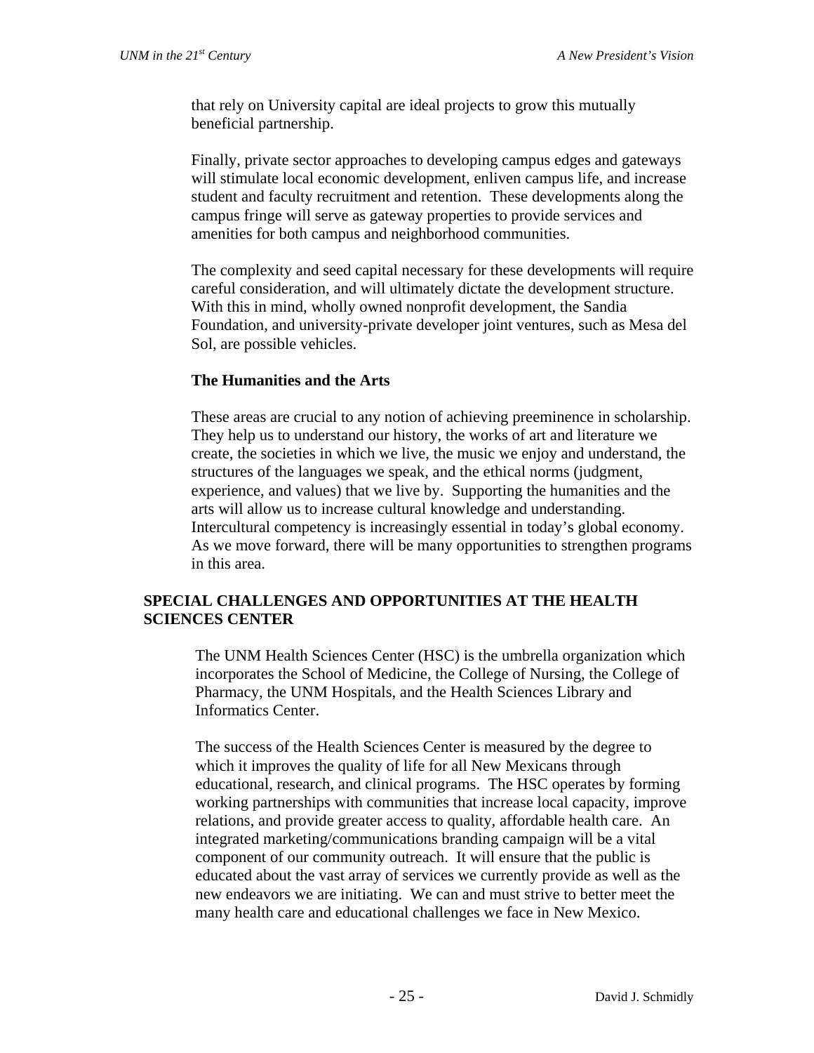that rely on University capital are ideal projects to grow this mutually beneficial partnership.

Finally, private sector approaches to developing campus edges and gateways will stimulate local economic development, enliven campus life, and increase student and faculty recruitment and retention. These developments along the campus fringe will serve as gateway properties to provide services and amenities for both campus and neighborhood communities.

The complexity and seed capital necessary for these developments will require careful consideration, and will ultimately dictate the development structure. With this in mind, wholly owned nonprofit development, the Sandia Foundation, and university-private developer joint ventures, such as Mesa del Sol, are possible vehicles.

### The Humanities and the Arts

These areas are crucial to any notion of achieving preeminence in scholarship. They help us to understand our history, the works of art and literature we create, the societies in which we live, the music we enjoy and understand, the structures of the languages we speak, and the ethical norms (judgment, experience, and values) that we live by. Supporting the humanities and the arts will allow us to increase cultural knowledge and understanding. Intercultural competency is increasingly essential in today's global economy. As we move forward, there will be many opportunities to strengthen programs in this area.

## SPECIAL CHALLENGES AND OPPORTUNITIES AT THE HEALTH SCIENCES CENTER

The UNM Health Sciences Center (HSC) is the umbrella organization which incorporates the School of Medicine, the College of Nursing, the College of Pharmacy, the UNM Hospitals, and the Health Sciences Library and Informatics Center.

The success of the Health Sciences Center is measured by the degree to which it improves the quality of life for all New Mexicans through educational, research, and clinical programs. The HSC operates by forming working partnerships with communities that increase local capacity, improve relations, and provide greater access to quality, affordable health care. An integrated marketing/communications branding campaign will be a vital component of our community outreach. It will ensure that the public is educated about the vast array of services we currently provide as well as the new endeavors we are initiating. We can and must strive to better meet the many health care and educational challenges we face in New Mexico.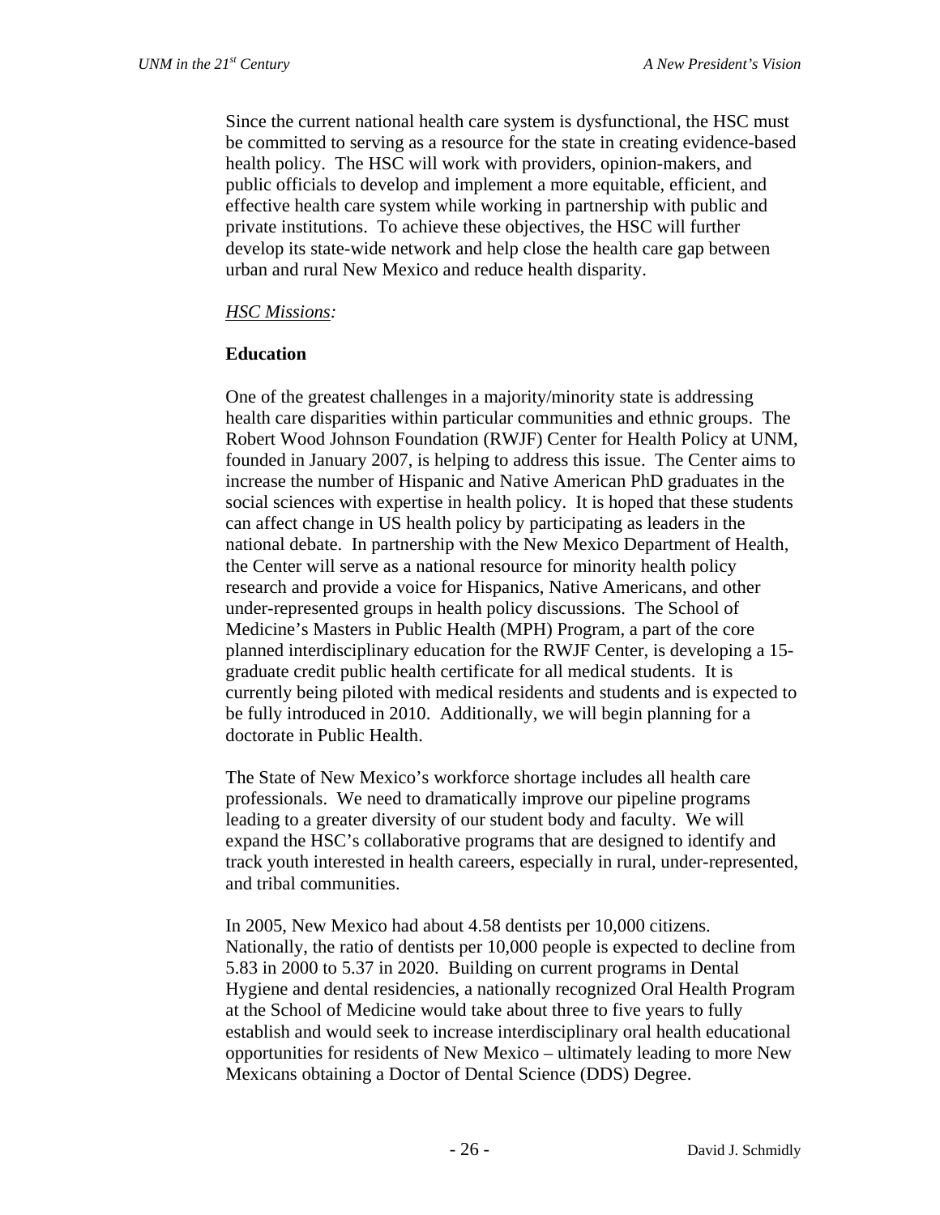Since the current national health care system is dysfunctional, the HSC must be committed to serving as a resource for the state in creating evidence-based health policy. The HSC will work with providers, opinion-makers, and public officials to develop and implement a more equitable, efficient, and effective health care system while working in partnership with public and private institutions. To achieve these objectives, the HSC will further develop its state-wide network and help close the health care gap between urban and rural New Mexico and reduce health disparity.

*HSC Missions:*

**Education**

One of the greatest challenges in a majority/minority state is addressing health care disparities within particular communities and ethnic groups. The Robert Wood Johnson Foundation (RWJF) Center for Health Policy at UNM, founded in January 2007, is helping to address this issue. The Center aims to increase the number of Hispanic and Native American PhD graduates in the social sciences with expertise in health policy. It is hoped that these students can affect change in US health policy by participating as leaders in the national debate. In partnership with the New Mexico Department of Health, the Center will serve as a national resource for minority health policy research and provide a voice for Hispanics, Native Americans, and other under-represented groups in health policy discussions. The School of Medicine's Masters in Public Health (MPH) Program, a part of the core planned interdisciplinary education for the RWJF Center, is developing a 15-graduate credit public health certificate for all medical students. It is currently being piloted with medical residents and students and is expected to be fully introduced in 2010. Additionally, we will begin planning for a doctorate in Public Health.

The State of New Mexico's workforce shortage includes all health care professionals. We need to dramatically improve our pipeline programs leading to a greater diversity of our student body and faculty. We will expand the HSC's collaborative programs that are designed to identify and track youth interested in health careers, especially in rural, under-represented, and tribal communities.

In 2005, New Mexico had about 4.58 dentists per 10,000 citizens. Nationally, the ratio of dentists per 10,000 people is expected to decline from 5.83 in 2000 to 5.37 in 2020. Building on current programs in Dental Hygiene and dental residencies, a nationally recognized Oral Health Program at the School of Medicine would take about three to five years to fully establish and would seek to increase interdisciplinary oral health educational opportunities for residents of New Mexico – ultimately leading to more New Mexicans obtaining a Doctor of Dental Science (DDS) Degree.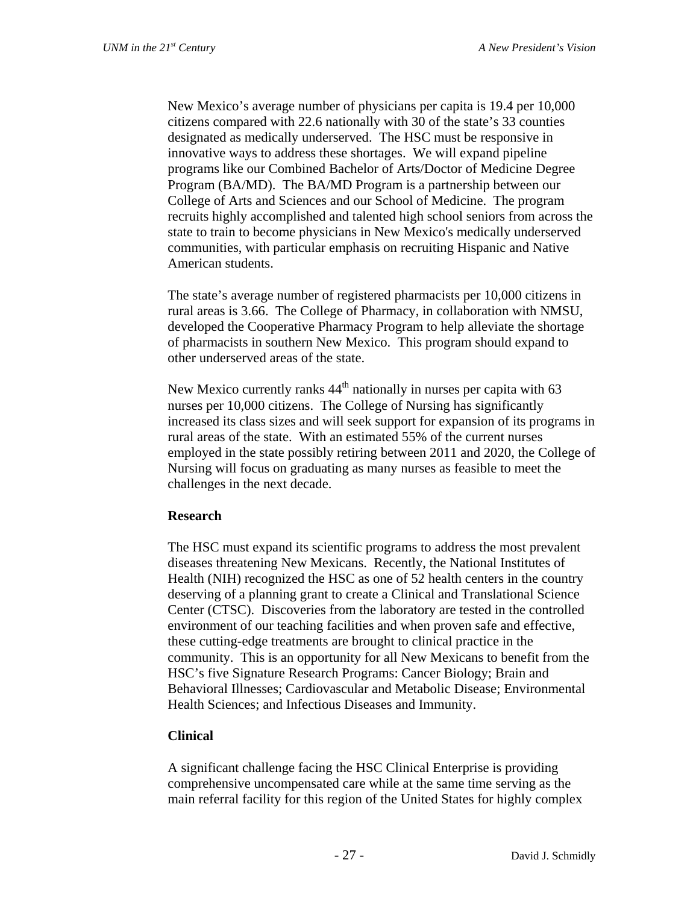New Mexico's average number of physicians per capita is 19.4 per 10,000 citizens compared with 22.6 nationally with 30 of the state's 33 counties designated as medically underserved. The HSC must be responsive in innovative ways to address these shortages. We will expand pipeline programs like our Combined Bachelor of Arts/Doctor of Medicine Degree Program (BA/MD). The BA/MD Program is a partnership between our College of Arts and Sciences and our School of Medicine. The program recruits highly accomplished and talented high school seniors from across the state to train to become physicians in New Mexico's medically underserved communities, with particular emphasis on recruiting Hispanic and Native American students.

The state's average number of registered pharmacists per 10,000 citizens in rural areas is 3.66. The College of Pharmacy, in collaboration with NMSU, developed the Cooperative Pharmacy Program to help alleviate the shortage of pharmacists in southern New Mexico. This program should expand to other underserved areas of the state.

New Mexico currently ranks 44th nationally in nurses per capita with 63 nurses per 10,000 citizens. The College of Nursing has significantly increased its class sizes and will seek support for expansion of its programs in rural areas of the state. With an estimated 55% of the current nurses employed in the state possibly retiring between 2011 and 2020, the College of Nursing will focus on graduating as many nurses as feasible to meet the challenges in the next decade.

**Research**

The HSC must expand its scientific programs to address the most prevalent diseases threatening New Mexicans. Recently, the National Institutes of Health (NIH) recognized the HSC as one of 52 health centers in the country deserving of a planning grant to create a Clinical and Translational Science Center (CTSC). Discoveries from the laboratory are tested in the controlled environment of our teaching facilities and when proven safe and effective, these cutting-edge treatments are brought to clinical practice in the community. This is an opportunity for all New Mexicans to benefit from the HSC's five Signature Research Programs: Cancer Biology; Brain and Behavioral Illnesses; Cardiovascular and Metabolic Disease; Environmental Health Sciences; and Infectious Diseases and Immunity.

**Clinical**

A significant challenge facing the HSC Clinical Enterprise is providing comprehensive uncompensated care while at the same time serving as the main referral facility for this region of the United States for highly complex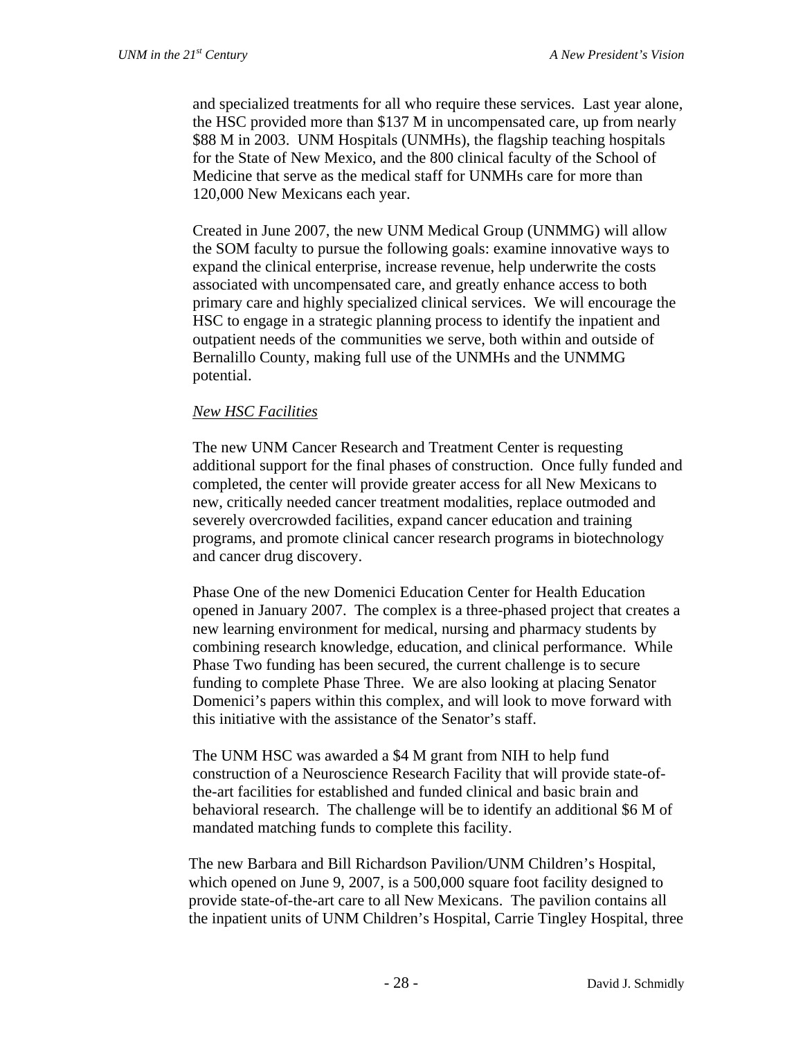and specialized treatments for all who require these services. Last year alone, the HSC provided more than $137 M in uncompensated care, up from nearly $88 M in 2003. UNM Hospitals (UNMHs), the flagship teaching hospitals for the State of New Mexico, and the 800 clinical faculty of the School of Medicine that serve as the medical staff for UNMHs care for more than 120,000 New Mexicans each year.

Created in June 2007, the new UNM Medical Group (UNMMG) will allow the SOM faculty to pursue the following goals: examine innovative ways to expand the clinical enterprise, increase revenue, help underwrite the costs associated with uncompensated care, and greatly enhance access to both primary care and highly specialized clinical services. We will encourage the HSC to engage in a strategic planning process to identify the inpatient and outpatient needs of the communities we serve, both within and outside of Bernalillo County, making full use of the UNMHs and the UNMMG potential.

*New HSC Facilities*

The new UNM Cancer Research and Treatment Center is requesting additional support for the final phases of construction. Once fully funded and completed, the center will provide greater access for all New Mexicans to new, critically needed cancer treatment modalities, replace outmoded and severely overcrowded facilities, expand cancer education and training programs, and promote clinical cancer research programs in biotechnology and cancer drug discovery.

Phase One of the new Domenici Education Center for Health Education opened in January 2007. The complex is a three-phased project that creates a new learning environment for medical, nursing and pharmacy students by combining research knowledge, education, and clinical performance. While Phase Two funding has been secured, the current challenge is to secure funding to complete Phase Three. We are also looking at placing Senator Domenici's papers within this complex, and will look to move forward with this initiative with the assistance of the Senator's staff.

The UNM HSC was awarded a $4 M grant from NIH to help fund construction of a Neuroscience Research Facility that will provide state-of-the-art facilities for established and funded clinical and basic brain and behavioral research. The challenge will be to identify an additional $6 M of mandated matching funds to complete this facility.

The new Barbara and Bill Richardson Pavilion/UNM Children's Hospital, which opened on June 9, 2007, is a 500,000 square foot facility designed to provide state-of-the-art care to all New Mexicans. The pavilion contains all the inpatient units of UNM Children's Hospital, Carrie Tingley Hospital, three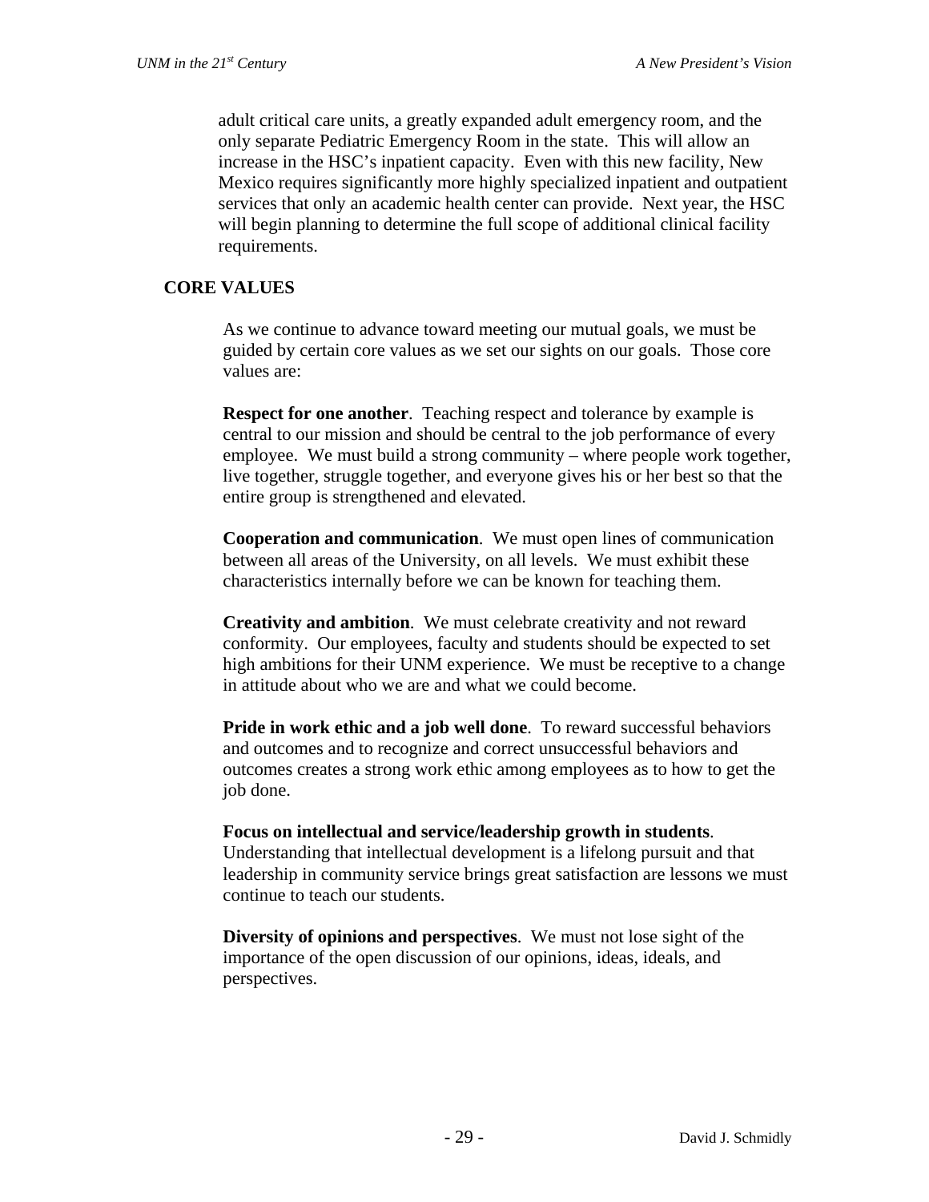adult critical care units, a greatly expanded adult emergency room, and the only separate Pediatric Emergency Room in the state. This will allow an increase in the HSC's inpatient capacity. Even with this new facility, New Mexico requires significantly more highly specialized inpatient and outpatient services that only an academic health center can provide. Next year, the HSC will begin planning to determine the full scope of additional clinical facility requirements.

## CORE VALUES

As we continue to advance toward meeting our mutual goals, we must be guided by certain core values as we set our sights on our goals. Those core values are:

**Respect for one another**. Teaching respect and tolerance by example is central to our mission and should be central to the job performance of every employee. We must build a strong community – where people work together, live together, struggle together, and everyone gives his or her best so that the entire group is strengthened and elevated.

**Cooperation and communication**. We must open lines of communication between all areas of the University, on all levels. We must exhibit these characteristics internally before we can be known for teaching them.

**Creativity and ambition**. We must celebrate creativity and not reward conformity. Our employees, faculty and students should be expected to set high ambitions for their UNM experience. We must be receptive to a change in attitude about who we are and what we could become.

**Pride in work ethic and a job well done**. To reward successful behaviors and outcomes and to recognize and correct unsuccessful behaviors and outcomes creates a strong work ethic among employees as to how to get the job done.

**Focus on intellectual and service/leadership growth in students**. Understanding that intellectual development is a lifelong pursuit and that leadership in community service brings great satisfaction are lessons we must continue to teach our students.

**Diversity of opinions and perspectives**. We must not lose sight of the importance of the open discussion of our opinions, ideas, ideals, and perspectives.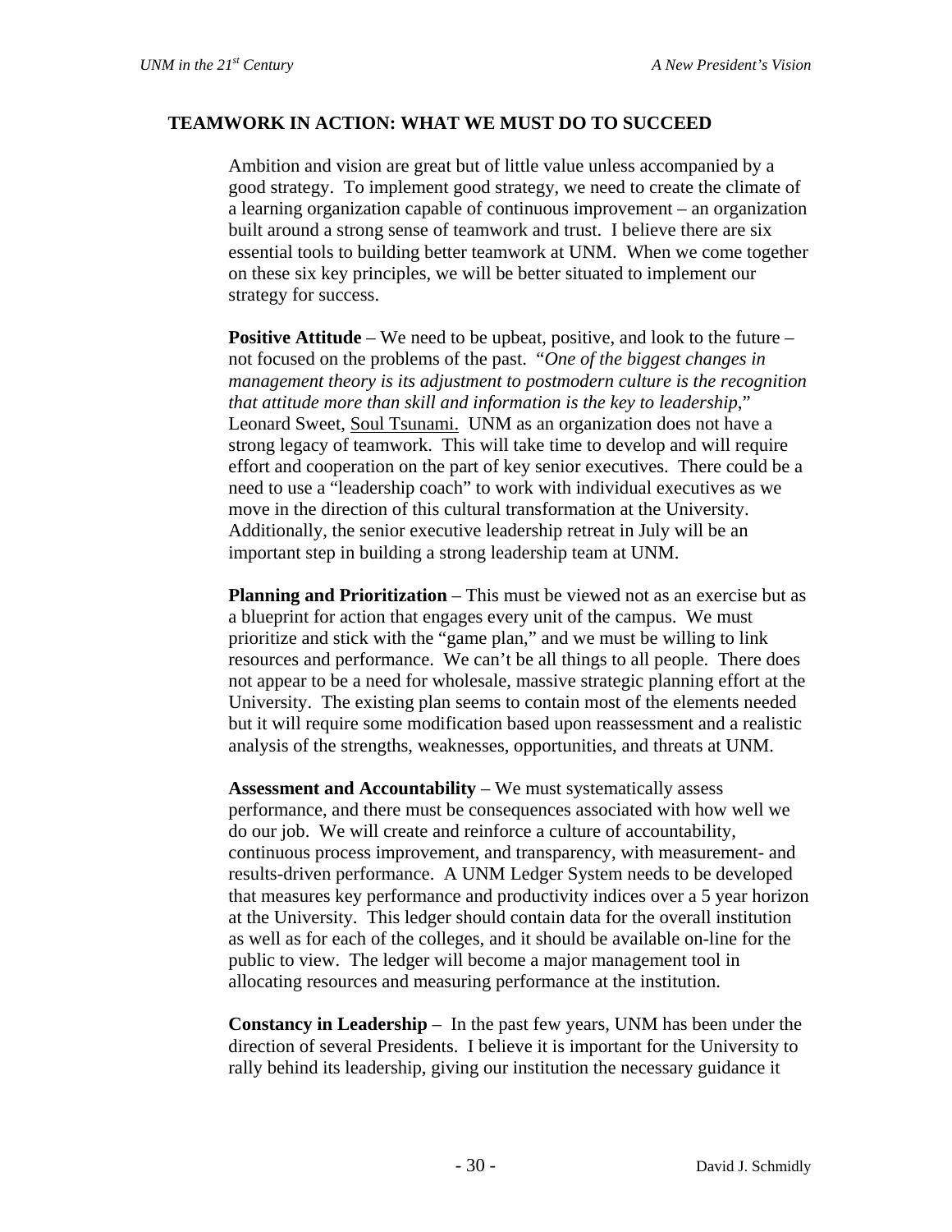## TEAMWORK IN ACTION: WHAT WE MUST DO TO SUCCEED

Ambition and vision are great but of little value unless accompanied by a good strategy. To implement good strategy, we need to create the climate of a learning organization capable of continuous improvement – an organization built around a strong sense of teamwork and trust. I believe there are six essential tools to building better teamwork at UNM. When we come together on these six key principles, we will be better situated to implement our strategy for success.

**Positive Attitude** – We need to be upbeat, positive, and look to the future – not focused on the problems of the past. "*One of the biggest changes in management theory is its adjustment to postmodern culture is the recognition that attitude more than skill and information is the key to leadership*," Leonard Sweet, Soul Tsunami. UNM as an organization does not have a strong legacy of teamwork. This will take time to develop and will require effort and cooperation on the part of key senior executives. There could be a need to use a "leadership coach" to work with individual executives as we move in the direction of this cultural transformation at the University. Additionally, the senior executive leadership retreat in July will be an important step in building a strong leadership team at UNM.

**Planning and Prioritization** – This must be viewed not as an exercise but as a blueprint for action that engages every unit of the campus. We must prioritize and stick with the "game plan," and we must be willing to link resources and performance. We can't be all things to all people. There does not appear to be a need for wholesale, massive strategic planning effort at the University. The existing plan seems to contain most of the elements needed but it will require some modification based upon reassessment and a realistic analysis of the strengths, weaknesses, opportunities, and threats at UNM.

**Assessment and Accountability** – We must systematically assess performance, and there must be consequences associated with how well we do our job. We will create and reinforce a culture of accountability, continuous process improvement, and transparency, with measurement- and results-driven performance. A UNM Ledger System needs to be developed that measures key performance and productivity indices over a 5 year horizon at the University. This ledger should contain data for the overall institution as well as for each of the colleges, and it should be available on-line for the public to view. The ledger will become a major management tool in allocating resources and measuring performance at the institution.

**Constancy in Leadership** – In the past few years, UNM has been under the direction of several Presidents. I believe it is important for the University to rally behind its leadership, giving our institution the necessary guidance it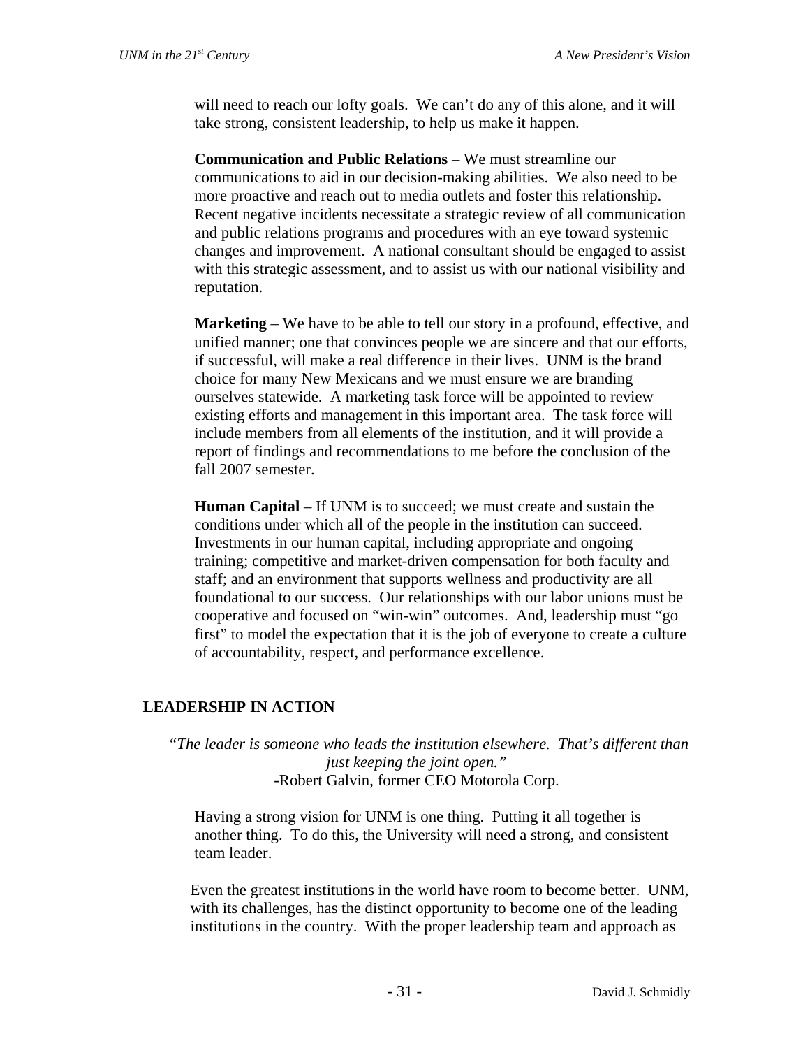will need to reach our lofty goals. We can't do any of this alone, and it will take strong, consistent leadership, to help us make it happen.

**Communication and Public Relations** – We must streamline our communications to aid in our decision-making abilities. We also need to be more proactive and reach out to media outlets and foster this relationship. Recent negative incidents necessitate a strategic review of all communication and public relations programs and procedures with an eye toward systemic changes and improvement. A national consultant should be engaged to assist with this strategic assessment, and to assist us with our national visibility and reputation.

**Marketing** – We have to be able to tell our story in a profound, effective, and unified manner; one that convinces people we are sincere and that our efforts, if successful, will make a real difference in their lives. UNM is the brand choice for many New Mexicans and we must ensure we are branding ourselves statewide. A marketing task force will be appointed to review existing efforts and management in this important area. The task force will include members from all elements of the institution, and it will provide a report of findings and recommendations to me before the conclusion of the fall 2007 semester.

**Human Capital** – If UNM is to succeed; we must create and sustain the conditions under which all of the people in the institution can succeed. Investments in our human capital, including appropriate and ongoing training; competitive and market-driven compensation for both faculty and staff; and an environment that supports wellness and productivity are all foundational to our success. Our relationships with our labor unions must be cooperative and focused on "win-win" outcomes. And, leadership must "go first" to model the expectation that it is the job of everyone to create a culture of accountability, respect, and performance excellence.

## LEADERSHIP IN ACTION

*"The leader is someone who leads the institution elsewhere. That's different than just keeping the joint open."*
-Robert Galvin, former CEO Motorola Corp.

Having a strong vision for UNM is one thing. Putting it all together is another thing. To do this, the University will need a strong, and consistent team leader.

Even the greatest institutions in the world have room to become better. UNM, with its challenges, has the distinct opportunity to become one of the leading institutions in the country. With the proper leadership team and approach as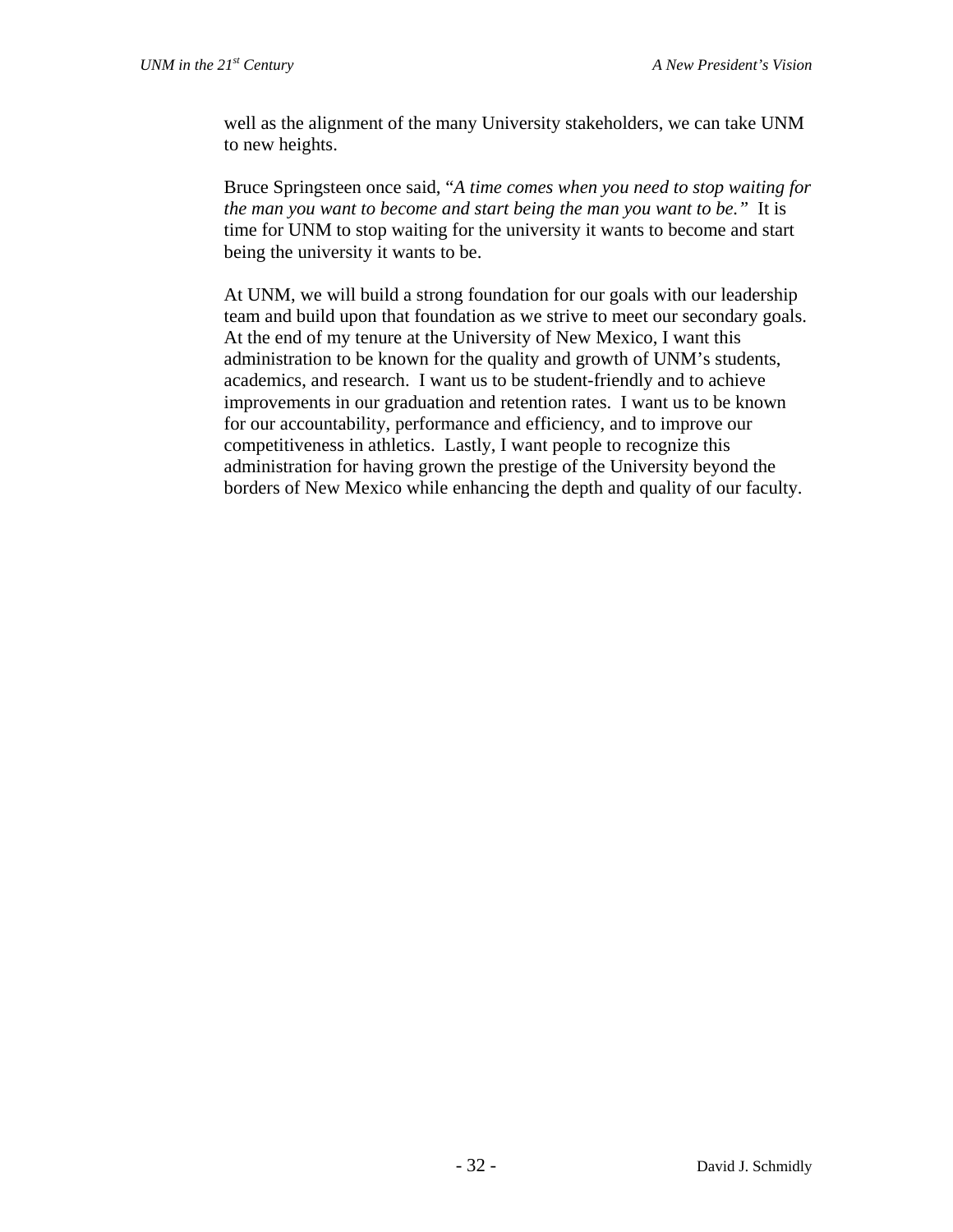well as the alignment of the many University stakeholders, we can take UNM to new heights.

Bruce Springsteen once said, "*A time comes when you need to stop waiting for the man you want to become and start being the man you want to be.*" It is time for UNM to stop waiting for the university it wants to become and start being the university it wants to be.

At UNM, we will build a strong foundation for our goals with our leadership team and build upon that foundation as we strive to meet our secondary goals. At the end of my tenure at the University of New Mexico, I want this administration to be known for the quality and growth of UNM's students, academics, and research. I want us to be student-friendly and to achieve improvements in our graduation and retention rates. I want us to be known for our accountability, performance and efficiency, and to improve our competitiveness in athletics. Lastly, I want people to recognize this administration for having grown the prestige of the University beyond the borders of New Mexico while enhancing the depth and quality of our faculty.